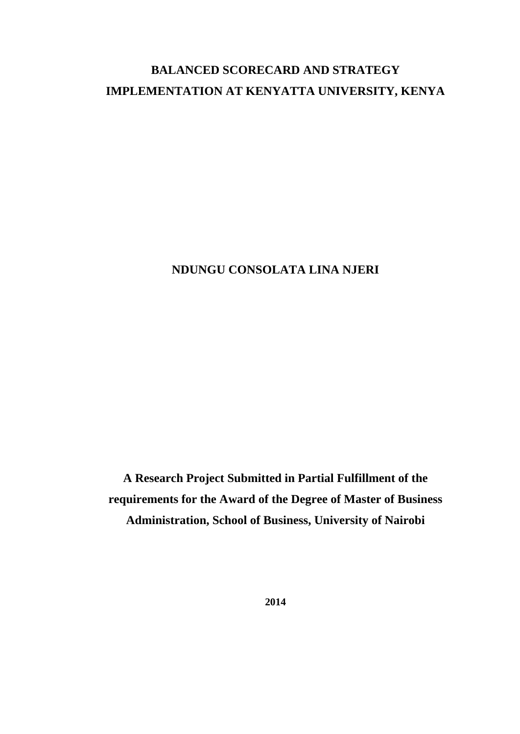# BALANCED SCORECARD AND STRATEGY IMPLEMENTATION AT KENYATTA UNIVERSITY, KENYA

**NDUNGU CONSOLATA LINA NJERI**

**A Research Project Submitted in Partial Fulfillment of the requirements for the Award of the Degree of Master of Business Administration, School of Business, University of Nairobi**

**2014**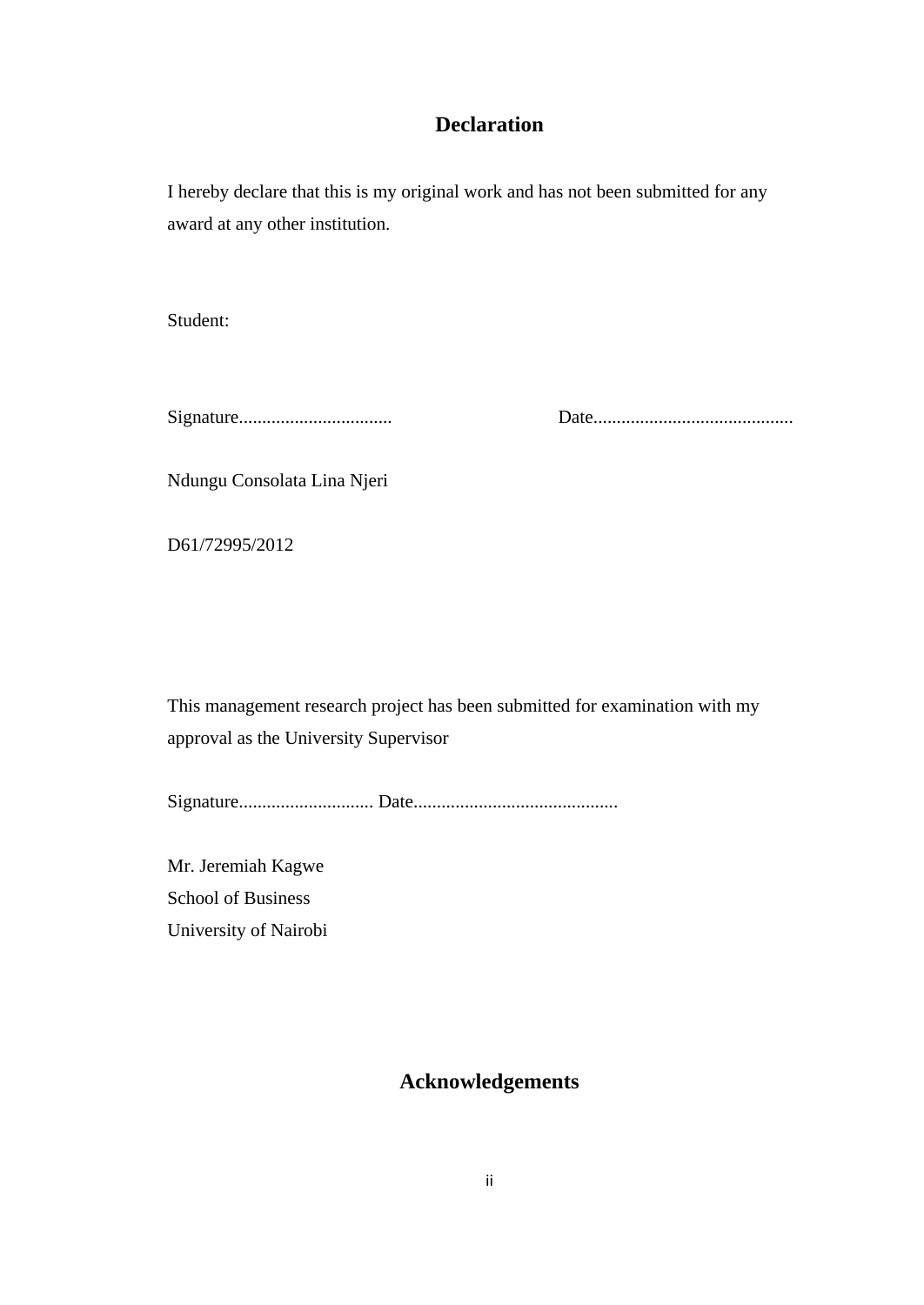# Declaration

I hereby declare that this is my original work and has not been submitted for any award at any other institution.

Student:

Signature................................. Date...........................................

Ndungu Consolata Lina Njeri

D61/72995/2012

This management research project has been submitted for examination with my approval as the University Supervisor

Signature............................. Date............................................

Mr. Jeremiah Kagwe
School of Business
University of Nairobi

# Acknowledgements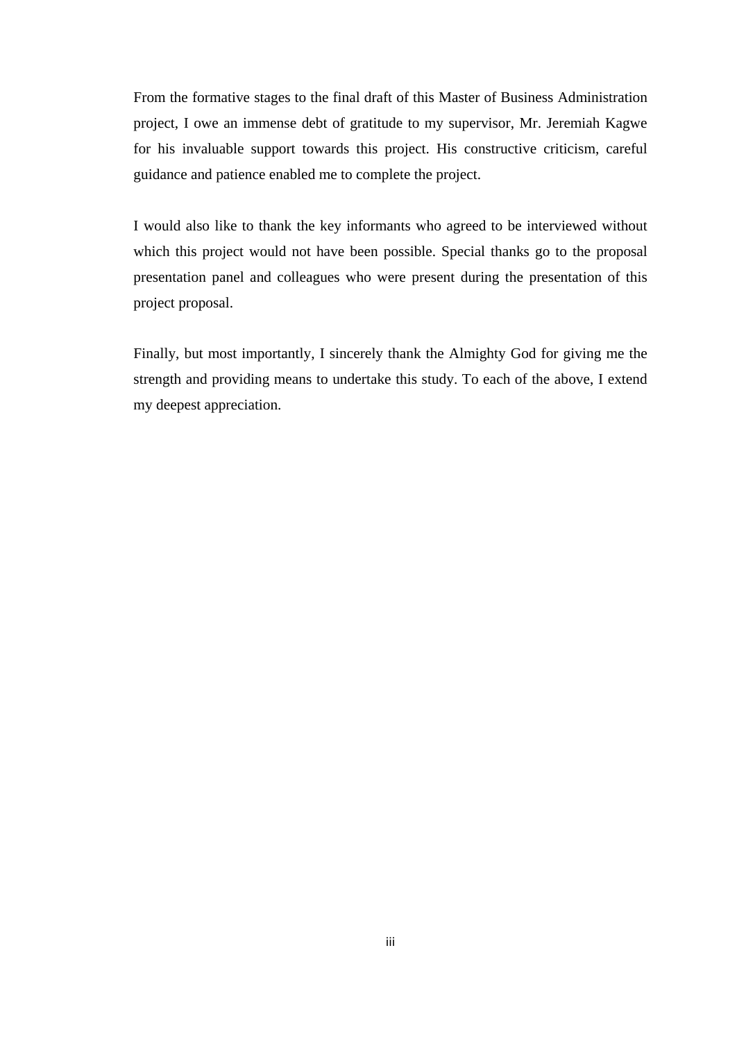From the formative stages to the final draft of this Master of Business Administration project, I owe an immense debt of gratitude to my supervisor, Mr. Jeremiah Kagwe for his invaluable support towards this project. His constructive criticism, careful guidance and patience enabled me to complete the project.

I would also like to thank the key informants who agreed to be interviewed without which this project would not have been possible. Special thanks go to the proposal presentation panel and colleagues who were present during the presentation of this project proposal.

Finally, but most importantly, I sincerely thank the Almighty God for giving me the strength and providing means to undertake this study. To each of the above, I extend my deepest appreciation.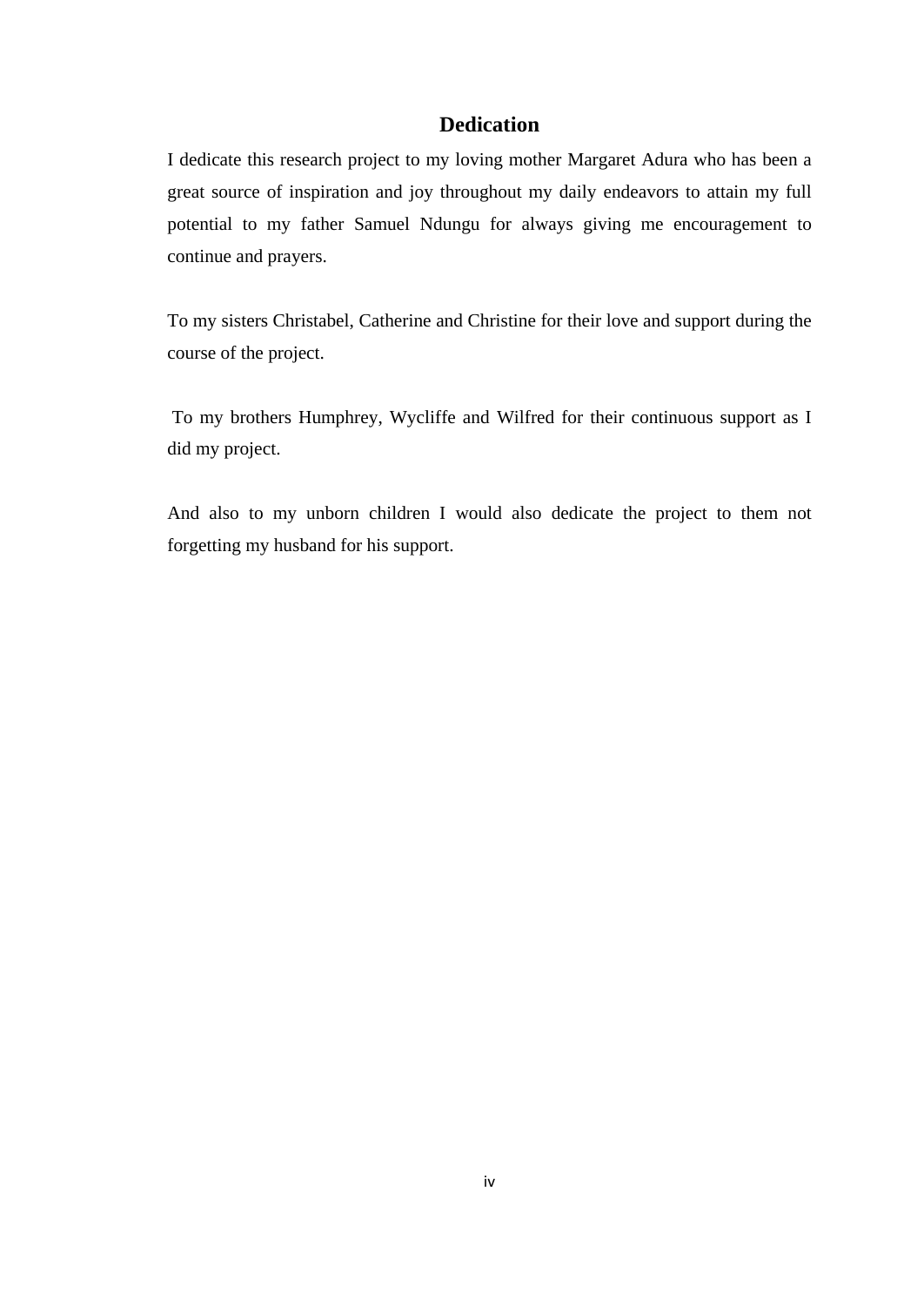# Dedication

I dedicate this research project to my loving mother Margaret Adura who has been a great source of inspiration and joy throughout my daily endeavors to attain my full potential to my father Samuel Ndungu for always giving me encouragement to continue and prayers.

To my sisters Christabel, Catherine and Christine for their love and support during the course of the project.

To my brothers Humphrey, Wycliffe and Wilfred for their continuous support as I did my project.

And also to my unborn children I would also dedicate the project to them not forgetting my husband for his support.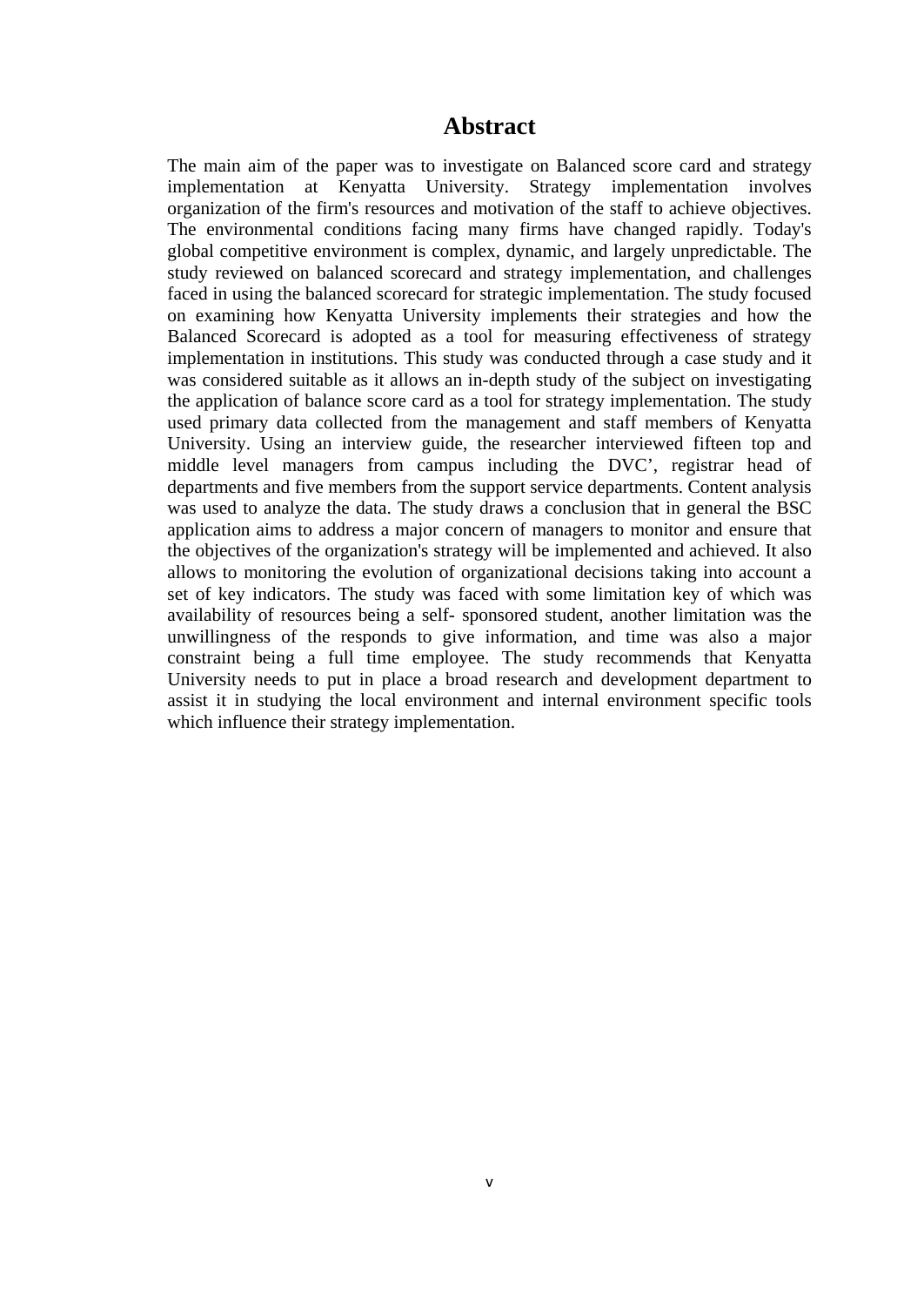# Abstract

The main aim of the paper was to investigate on Balanced score card and strategy implementation at Kenyatta University. Strategy implementation involves organization of the firm's resources and motivation of the staff to achieve objectives. The environmental conditions facing many firms have changed rapidly. Today's global competitive environment is complex, dynamic, and largely unpredictable. The study reviewed on balanced scorecard and strategy implementation, and challenges faced in using the balanced scorecard for strategic implementation. The study focused on examining how Kenyatta University implements their strategies and how the Balanced Scorecard is adopted as a tool for measuring effectiveness of strategy implementation in institutions. This study was conducted through a case study and it was considered suitable as it allows an in-depth study of the subject on investigating the application of balance score card as a tool for strategy implementation. The study used primary data collected from the management and staff members of Kenyatta University. Using an interview guide, the researcher interviewed fifteen top and middle level managers from campus including the DVC', registrar head of departments and five members from the support service departments. Content analysis was used to analyze the data. The study draws a conclusion that in general the BSC application aims to address a major concern of managers to monitor and ensure that the objectives of the organization's strategy will be implemented and achieved. It also allows to monitoring the evolution of organizational decisions taking into account a set of key indicators. The study was faced with some limitation key of which was availability of resources being a self- sponsored student, another limitation was the unwillingness of the responds to give information, and time was also a major constraint being a full time employee. The study recommends that Kenyatta University needs to put in place a broad research and development department to assist it in studying the local environment and internal environment specific tools which influence their strategy implementation.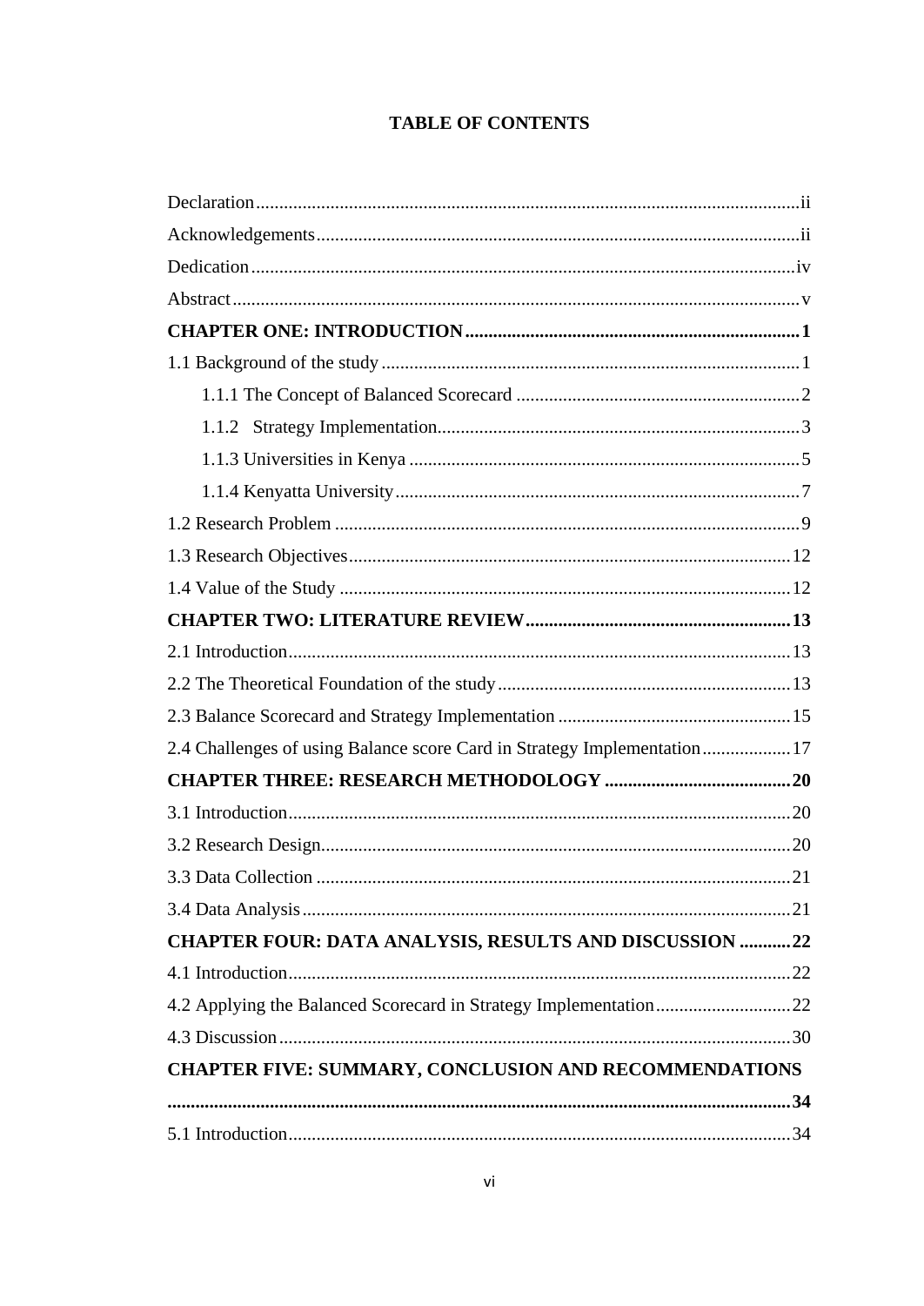# TABLE OF CONTENTS

Declaration....................................................................................................................ii

Acknowledgements......................................................................................................ii

Dedication....................................................................................................................iv

Abstract.........................................................................................................................v

**CHAPTER ONE: INTRODUCTION.......................................................................1**

1.1 Background of the study.........................................................................................1

  1.1.1 The Concept of Balanced Scorecard .............................................................2

  1.1.2 Strategy Implementation.................................................................................3

  1.1.3 Universities in Kenya ......................................................................................5

  1.1.4 Kenyatta University.........................................................................................7

1.2 Research Problem ...................................................................................................9

1.3 Research Objectives...............................................................................................12

1.4 Value of the Study .................................................................................................12

**CHAPTER TWO: LITERATURE REVIEW.........................................................13**

2.1 Introduction............................................................................................................13

2.2 The Theoretical Foundation of the study...............................................................13

2.3 Balance Scorecard and Strategy Implementation ..................................................15

2.4 Challenges of using Balance score Card in Strategy Implementation...................17

**CHAPTER THREE: RESEARCH METHODOLOGY ........................................20**

3.1 Introduction............................................................................................................20

3.2 Research Design.....................................................................................................20

3.3 Data Collection ......................................................................................................21

3.4 Data Analysis.........................................................................................................21

**CHAPTER FOUR: DATA ANALYSIS, RESULTS AND DISCUSSION ...........22**

4.1 Introduction............................................................................................................22

4.2 Applying the Balanced Scorecard in Strategy Implementation.............................22

4.3 Discussion..............................................................................................................30

**CHAPTER FIVE: SUMMARY, CONCLUSION AND RECOMMENDATIONS .......................................................................................................................................34**

5.1 Introduction............................................................................................................34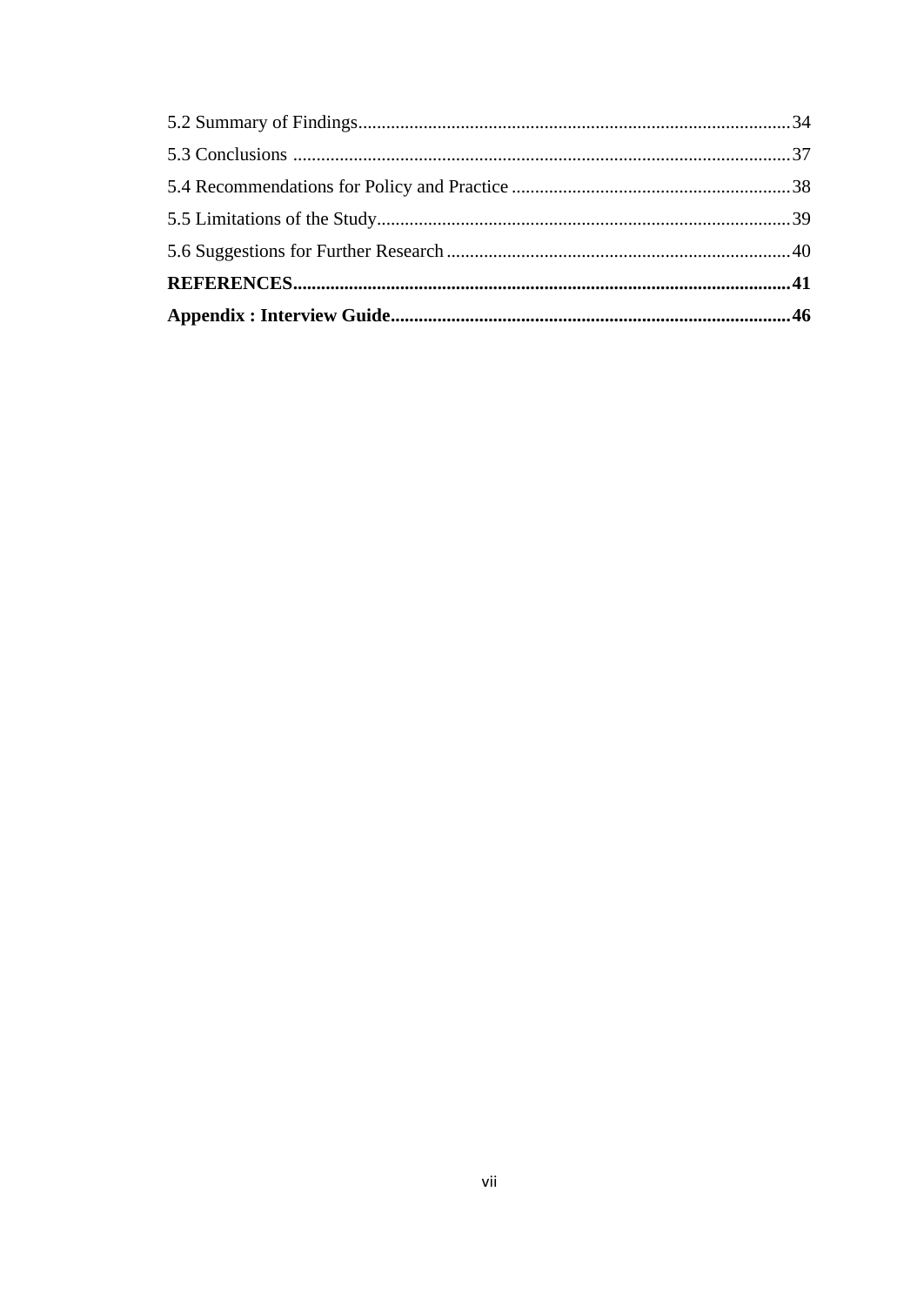5.2 Summary of Findings............................................................................................34

5.3 Conclusions ..........................................................................................................37

5.4 Recommendations for Policy and Practice ............................................................38

5.5 Limitations of the Study........................................................................................39

5.6 Suggestions for Further Research ..........................................................................40

**REFERENCES..........................................................................................................41**

**Appendix : Interview Guide.....................................................................................46**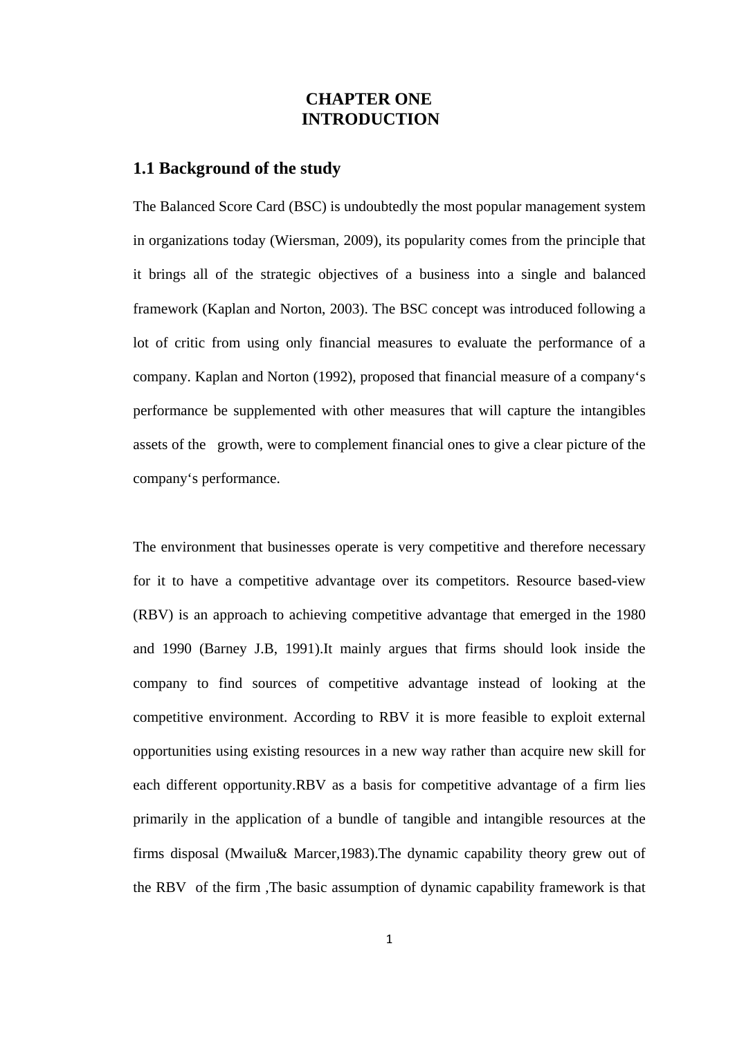# CHAPTER ONE
# INTRODUCTION

## 1.1 Background of the study

The Balanced Score Card (BSC) is undoubtedly the most popular management system in organizations today (Wiersman, 2009), its popularity comes from the principle that it brings all of the strategic objectives of a business into a single and balanced framework (Kaplan and Norton, 2003). The BSC concept was introduced following a lot of critic from using only financial measures to evaluate the performance of a company. Kaplan and Norton (1992), proposed that financial measure of a company's performance be supplemented with other measures that will capture the intangibles assets of the growth, were to complement financial ones to give a clear picture of the company's performance.

The environment that businesses operate is very competitive and therefore necessary for it to have a competitive advantage over its competitors. Resource based-view (RBV) is an approach to achieving competitive advantage that emerged in the 1980 and 1990 (Barney J.B, 1991).It mainly argues that firms should look inside the company to find sources of competitive advantage instead of looking at the competitive environment. According to RBV it is more feasible to exploit external opportunities using existing resources in a new way rather than acquire new skill for each different opportunity.RBV as a basis for competitive advantage of a firm lies primarily in the application of a bundle of tangible and intangible resources at the firms disposal (Mwailu& Marcer,1983).The dynamic capability theory grew out of the RBV of the firm ,The basic assumption of dynamic capability framework is that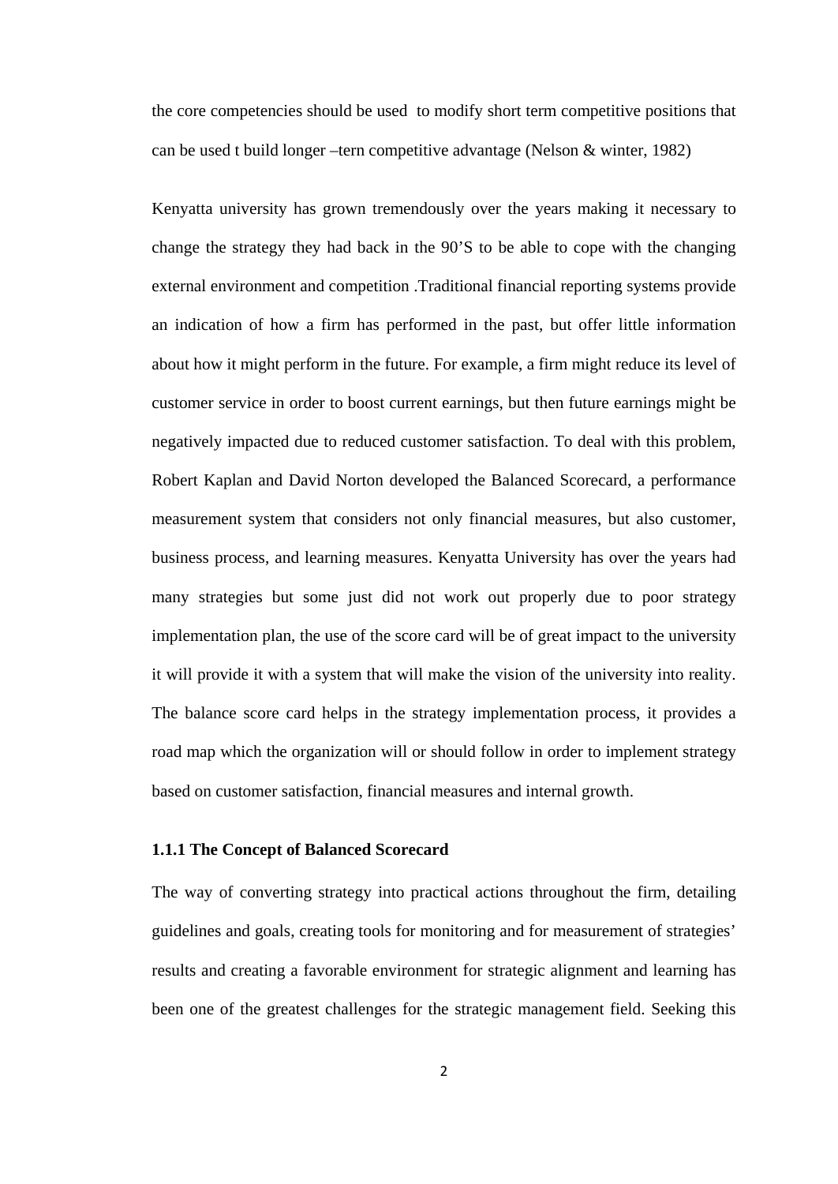the core competencies should be used  to modify short term competitive positions that can be used t build longer –tern competitive advantage (Nelson & winter, 1982)

Kenyatta university has grown tremendously over the years making it necessary to change the strategy they had back in the 90'S to be able to cope with the changing external environment and competition .Traditional financial reporting systems provide an indication of how a firm has performed in the past, but offer little information about how it might perform in the future. For example, a firm might reduce its level of customer service in order to boost current earnings, but then future earnings might be negatively impacted due to reduced customer satisfaction. To deal with this problem, Robert Kaplan and David Norton developed the Balanced Scorecard, a performance measurement system that considers not only financial measures, but also customer, business process, and learning measures. Kenyatta University has over the years had many strategies but some just did not work out properly due to poor strategy implementation plan, the use of the score card will be of great impact to the university it will provide it with a system that will make the vision of the university into reality. The balance score card helps in the strategy implementation process, it provides a road map which the organization will or should follow in order to implement strategy based on customer satisfaction, financial measures and internal growth.

### 1.1.1 The Concept of Balanced Scorecard

The way of converting strategy into practical actions throughout the firm, detailing guidelines and goals, creating tools for monitoring and for measurement of strategies' results and creating a favorable environment for strategic alignment and learning has been one of the greatest challenges for the strategic management field. Seeking this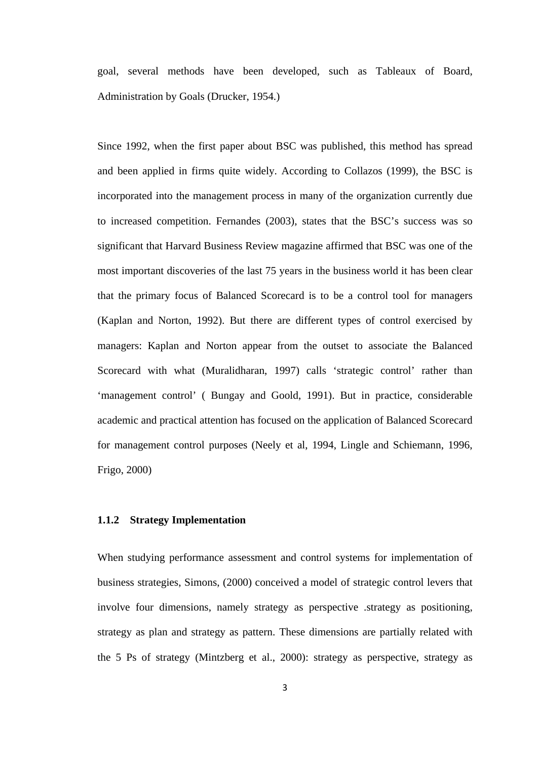goal, several methods have been developed, such as Tableaux of Board, Administration by Goals (Drucker, 1954.)

Since 1992, when the first paper about BSC was published, this method has spread and been applied in firms quite widely. According to Collazos (1999), the BSC is incorporated into the management process in many of the organization currently due to increased competition. Fernandes (2003), states that the BSC's success was so significant that Harvard Business Review magazine affirmed that BSC was one of the most important discoveries of the last 75 years in the business world it has been clear that the primary focus of Balanced Scorecard is to be a control tool for managers (Kaplan and Norton, 1992). But there are different types of control exercised by managers: Kaplan and Norton appear from the outset to associate the Balanced Scorecard with what (Muralidharan, 1997) calls 'strategic control' rather than 'management control' ( Bungay and Goold, 1991). But in practice, considerable academic and practical attention has focused on the application of Balanced Scorecard for management control purposes (Neely et al, 1994, Lingle and Schiemann, 1996, Frigo, 2000)

### 1.1.2 Strategy Implementation

When studying performance assessment and control systems for implementation of business strategies, Simons, (2000) conceived a model of strategic control levers that involve four dimensions, namely strategy as perspective .strategy as positioning, strategy as plan and strategy as pattern. These dimensions are partially related with the 5 Ps of strategy (Mintzberg et al., 2000): strategy as perspective, strategy as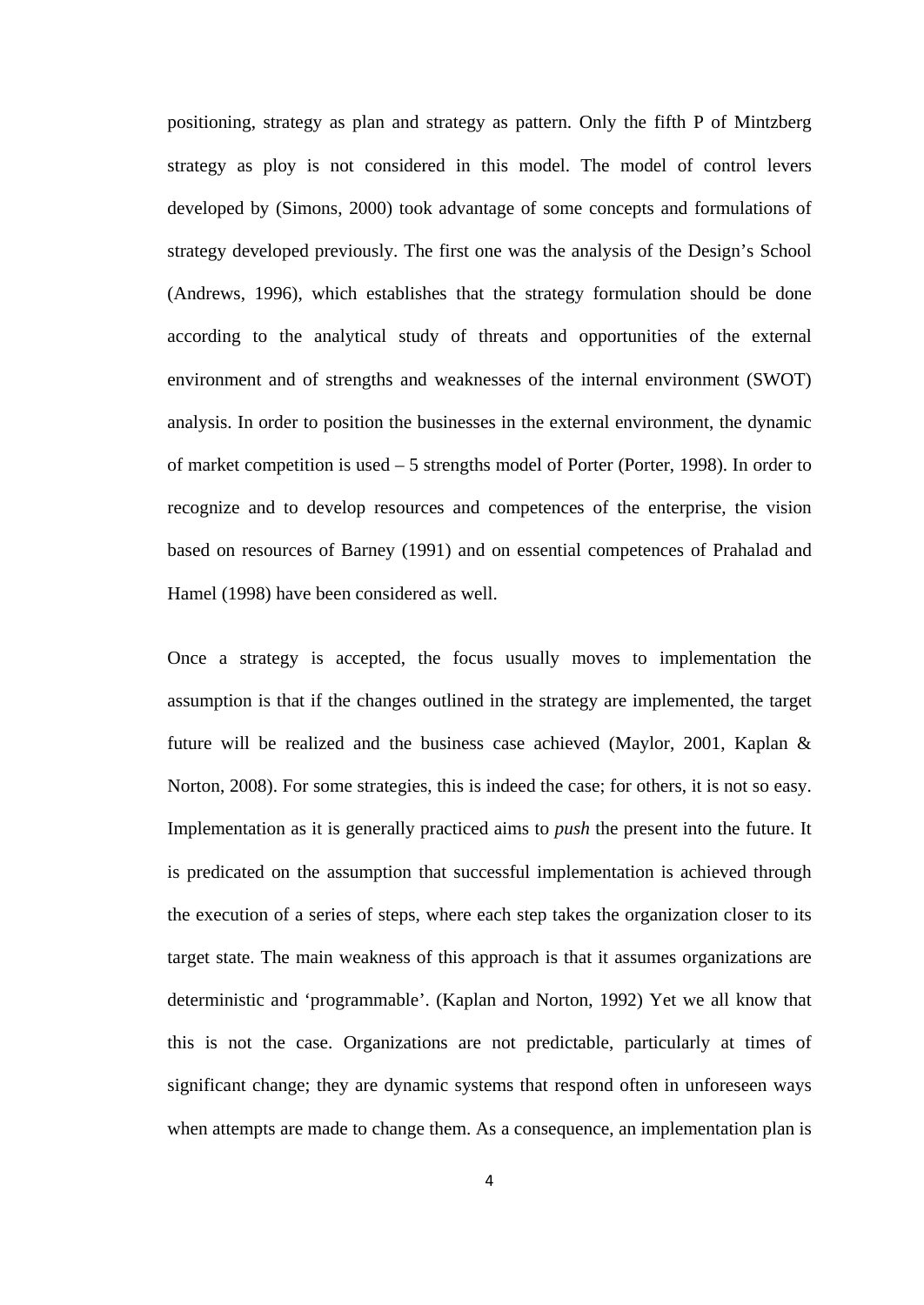positioning, strategy as plan and strategy as pattern. Only the fifth P of Mintzberg strategy as ploy is not considered in this model. The model of control levers developed by (Simons, 2000) took advantage of some concepts and formulations of strategy developed previously. The first one was the analysis of the Design's School (Andrews, 1996), which establishes that the strategy formulation should be done according to the analytical study of threats and opportunities of the external environment and of strengths and weaknesses of the internal environment (SWOT) analysis. In order to position the businesses in the external environment, the dynamic of market competition is used – 5 strengths model of Porter (Porter, 1998). In order to recognize and to develop resources and competences of the enterprise, the vision based on resources of Barney (1991) and on essential competences of Prahalad and Hamel (1998) have been considered as well.

Once a strategy is accepted, the focus usually moves to implementation the assumption is that if the changes outlined in the strategy are implemented, the target future will be realized and the business case achieved (Maylor, 2001, Kaplan & Norton, 2008). For some strategies, this is indeed the case; for others, it is not so easy. Implementation as it is generally practiced aims to *push* the present into the future. It is predicated on the assumption that successful implementation is achieved through the execution of a series of steps, where each step takes the organization closer to its target state. The main weakness of this approach is that it assumes organizations are deterministic and 'programmable'. (Kaplan and Norton, 1992) Yet we all know that this is not the case. Organizations are not predictable, particularly at times of significant change; they are dynamic systems that respond often in unforeseen ways when attempts are made to change them. As a consequence, an implementation plan is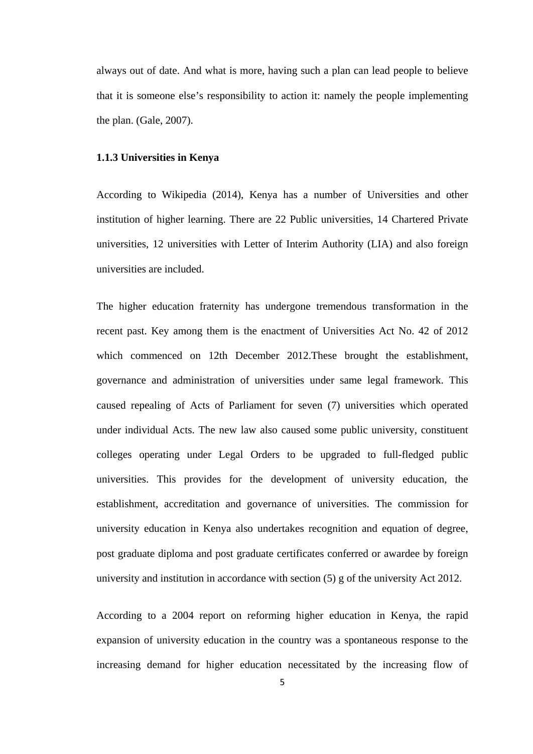always out of date. And what is more, having such a plan can lead people to believe that it is someone else's responsibility to action it: namely the people implementing the plan. (Gale, 2007).

### 1.1.3 Universities in Kenya

According to Wikipedia (2014), Kenya has a number of Universities and other institution of higher learning. There are 22 Public universities, 14 Chartered Private universities, 12 universities with Letter of Interim Authority (LIA) and also foreign universities are included.

The higher education fraternity has undergone tremendous transformation in the recent past. Key among them is the enactment of Universities Act No. 42 of 2012 which commenced on 12th December 2012.These brought the establishment, governance and administration of universities under same legal framework. This caused repealing of Acts of Parliament for seven (7) universities which operated under individual Acts. The new law also caused some public university, constituent colleges operating under Legal Orders to be upgraded to full-fledged public universities. This provides for the development of university education, the establishment, accreditation and governance of universities. The commission for university education in Kenya also undertakes recognition and equation of degree, post graduate diploma and post graduate certificates conferred or awardee by foreign university and institution in accordance with section (5) g of the university Act 2012.

According to a 2004 report on reforming higher education in Kenya, the rapid expansion of university education in the country was a spontaneous response to the increasing demand for higher education necessitated by the increasing flow of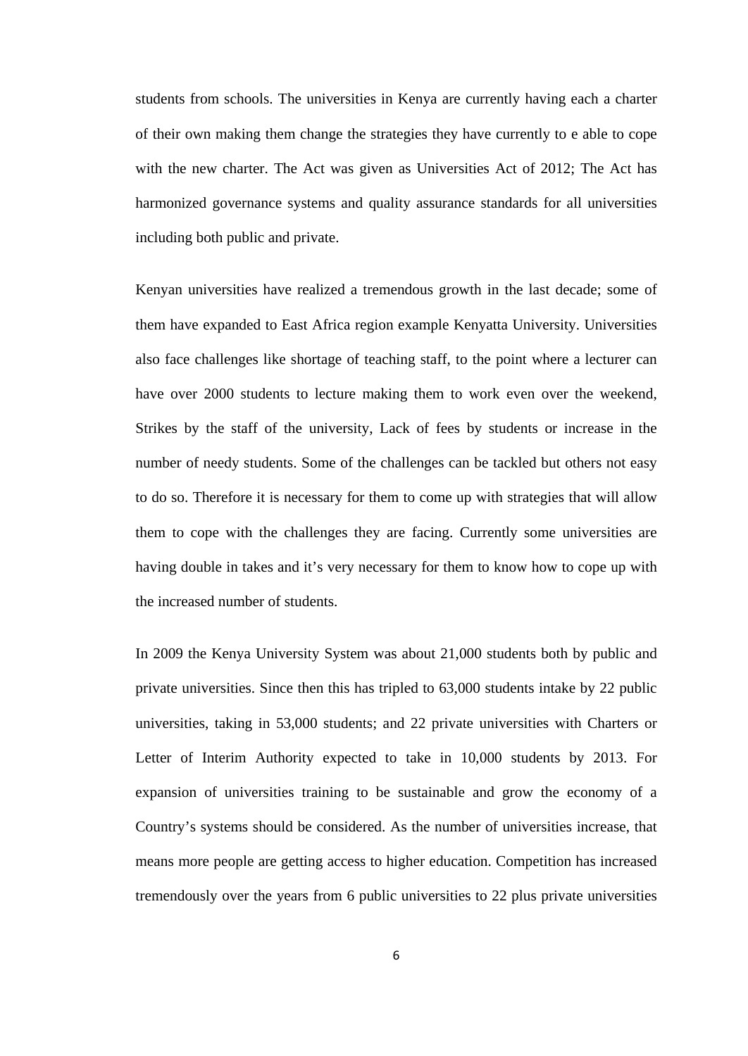students from schools. The universities in Kenya are currently having each a charter of their own making them change the strategies they have currently to e able to cope with the new charter. The Act was given as Universities Act of 2012; The Act has harmonized governance systems and quality assurance standards for all universities including both public and private.

Kenyan universities have realized a tremendous growth in the last decade; some of them have expanded to East Africa region example Kenyatta University. Universities also face challenges like shortage of teaching staff, to the point where a lecturer can have over 2000 students to lecture making them to work even over the weekend, Strikes by the staff of the university, Lack of fees by students or increase in the number of needy students. Some of the challenges can be tackled but others not easy to do so. Therefore it is necessary for them to come up with strategies that will allow them to cope with the challenges they are facing. Currently some universities are having double in takes and it's very necessary for them to know how to cope up with the increased number of students.

In 2009 the Kenya University System was about 21,000 students both by public and private universities. Since then this has tripled to 63,000 students intake by 22 public universities, taking in 53,000 students; and 22 private universities with Charters or Letter of Interim Authority expected to take in 10,000 students by 2013. For expansion of universities training to be sustainable and grow the economy of a Country's systems should be considered. As the number of universities increase, that means more people are getting access to higher education. Competition has increased tremendously over the years from 6 public universities to 22 plus private universities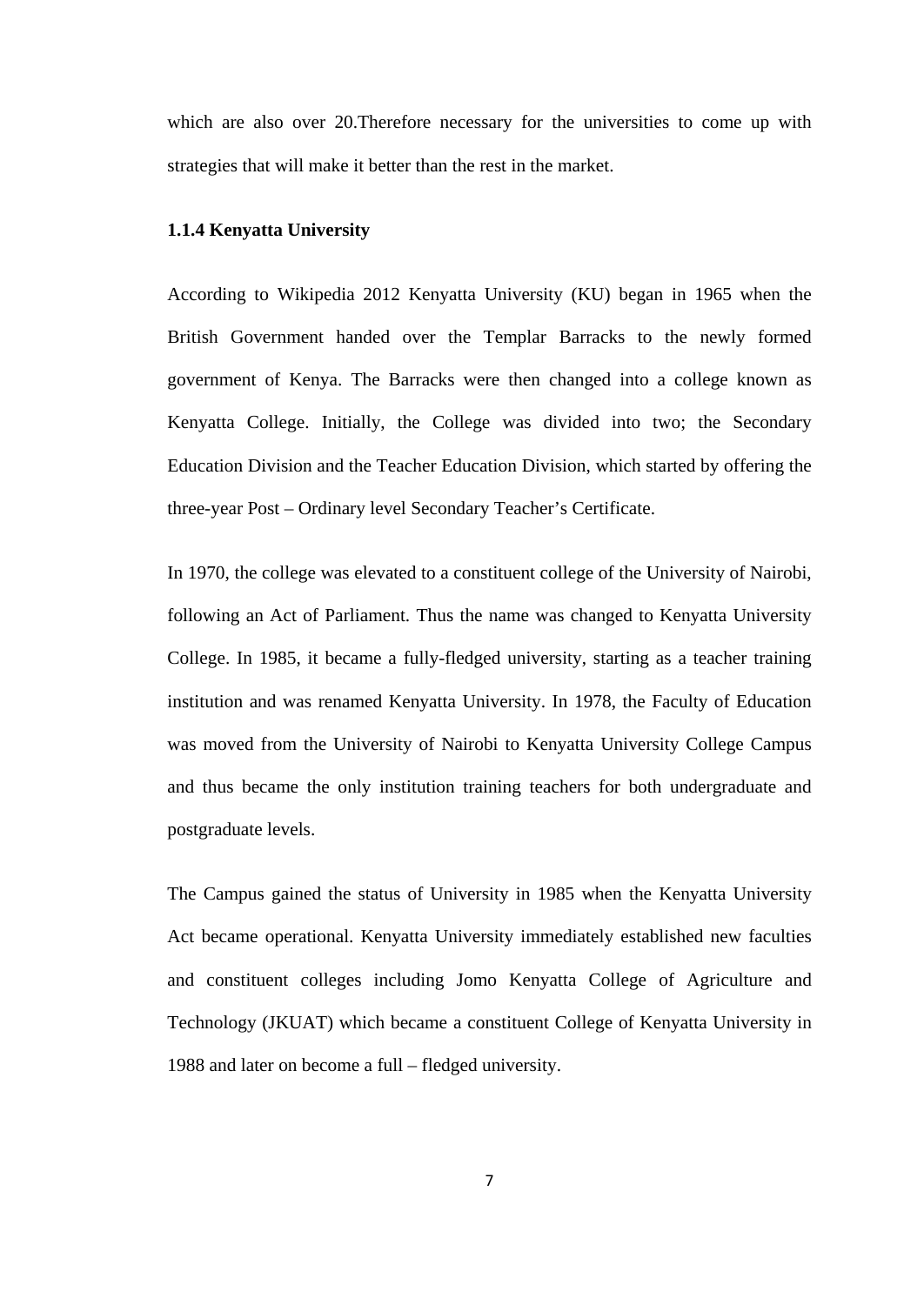which are also over 20.Therefore necessary for the universities to come up with strategies that will make it better than the rest in the market.

### 1.1.4 Kenyatta University

According to Wikipedia 2012 Kenyatta University (KU) began in 1965 when the British Government handed over the Templar Barracks to the newly formed government of Kenya. The Barracks were then changed into a college known as Kenyatta College. Initially, the College was divided into two; the Secondary Education Division and the Teacher Education Division, which started by offering the three-year Post – Ordinary level Secondary Teacher's Certificate.

In 1970, the college was elevated to a constituent college of the University of Nairobi, following an Act of Parliament. Thus the name was changed to Kenyatta University College. In 1985, it became a fully-fledged university, starting as a teacher training institution and was renamed Kenyatta University. In 1978, the Faculty of Education was moved from the University of Nairobi to Kenyatta University College Campus and thus became the only institution training teachers for both undergraduate and postgraduate levels.

The Campus gained the status of University in 1985 when the Kenyatta University Act became operational. Kenyatta University immediately established new faculties and constituent colleges including Jomo Kenyatta College of Agriculture and Technology (JKUAT) which became a constituent College of Kenyatta University in 1988 and later on become a full – fledged university.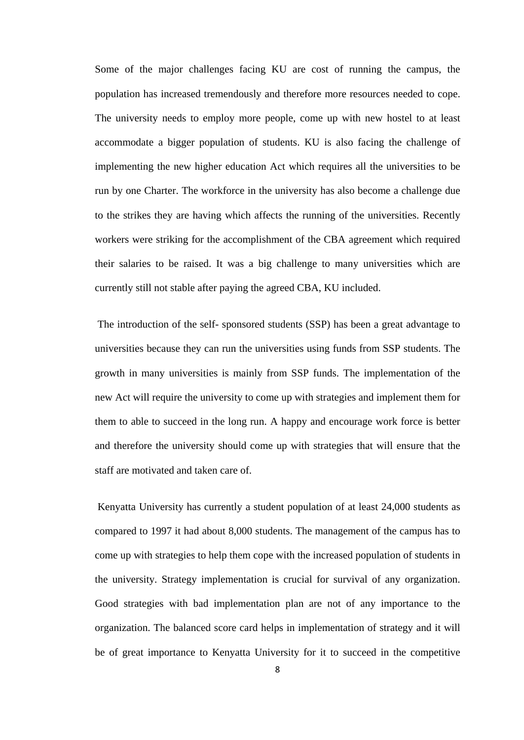Some of the major challenges facing KU are cost of running the campus, the population has increased tremendously and therefore more resources needed to cope. The university needs to employ more people, come up with new hostel to at least accommodate a bigger population of students. KU is also facing the challenge of implementing the new higher education Act which requires all the universities to be run by one Charter. The workforce in the university has also become a challenge due to the strikes they are having which affects the running of the universities. Recently workers were striking for the accomplishment of the CBA agreement which required their salaries to be raised. It was a big challenge to many universities which are currently still not stable after paying the agreed CBA, KU included.

The introduction of the self- sponsored students (SSP) has been a great advantage to universities because they can run the universities using funds from SSP students. The growth in many universities is mainly from SSP funds. The implementation of the new Act will require the university to come up with strategies and implement them for them to able to succeed in the long run. A happy and encourage work force is better and therefore the university should come up with strategies that will ensure that the staff are motivated and taken care of.

Kenyatta University has currently a student population of at least 24,000 students as compared to 1997 it had about 8,000 students. The management of the campus has to come up with strategies to help them cope with the increased population of students in the university. Strategy implementation is crucial for survival of any organization. Good strategies with bad implementation plan are not of any importance to the organization. The balanced score card helps in implementation of strategy and it will be of great importance to Kenyatta University for it to succeed in the competitive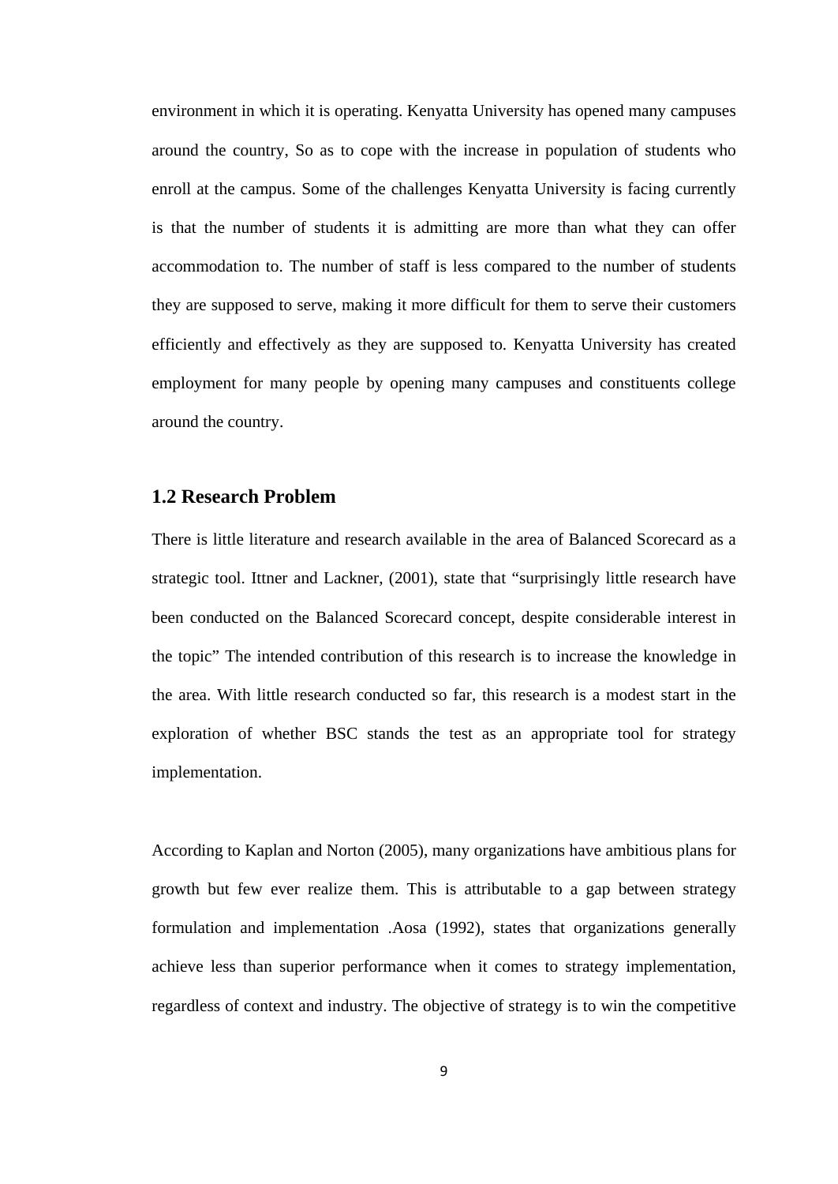environment in which it is operating. Kenyatta University has opened many campuses around the country, So as to cope with the increase in population of students who enroll at the campus. Some of the challenges Kenyatta University is facing currently is that the number of students it is admitting are more than what they can offer accommodation to. The number of staff is less compared to the number of students they are supposed to serve, making it more difficult for them to serve their customers efficiently and effectively as they are supposed to. Kenyatta University has created employment for many people by opening many campuses and constituents college around the country.

## 1.2 Research Problem

There is little literature and research available in the area of Balanced Scorecard as a strategic tool. Ittner and Lackner, (2001), state that "surprisingly little research have been conducted on the Balanced Scorecard concept, despite considerable interest in the topic" The intended contribution of this research is to increase the knowledge in the area. With little research conducted so far, this research is a modest start in the exploration of whether BSC stands the test as an appropriate tool for strategy implementation.

According to Kaplan and Norton (2005), many organizations have ambitious plans for growth but few ever realize them. This is attributable to a gap between strategy formulation and implementation .Aosa (1992), states that organizations generally achieve less than superior performance when it comes to strategy implementation, regardless of context and industry. The objective of strategy is to win the competitive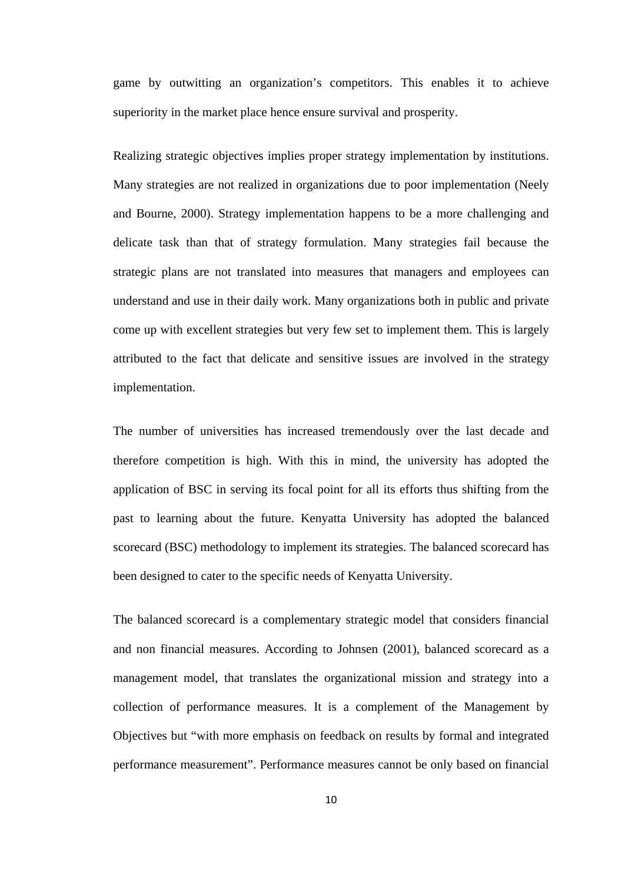game by outwitting an organization's competitors. This enables it to achieve superiority in the market place hence ensure survival and prosperity.

Realizing strategic objectives implies proper strategy implementation by institutions. Many strategies are not realized in organizations due to poor implementation (Neely and Bourne, 2000). Strategy implementation happens to be a more challenging and delicate task than that of strategy formulation. Many strategies fail because the strategic plans are not translated into measures that managers and employees can understand and use in their daily work. Many organizations both in public and private come up with excellent strategies but very few set to implement them. This is largely attributed to the fact that delicate and sensitive issues are involved in the strategy implementation.

The number of universities has increased tremendously over the last decade and therefore competition is high. With this in mind, the university has adopted the application of BSC in serving its focal point for all its efforts thus shifting from the past to learning about the future. Kenyatta University has adopted the balanced scorecard (BSC) methodology to implement its strategies. The balanced scorecard has been designed to cater to the specific needs of Kenyatta University.

The balanced scorecard is a complementary strategic model that considers financial and non financial measures. According to Johnsen (2001), balanced scorecard as a management model, that translates the organizational mission and strategy into a collection of performance measures. It is a complement of the Management by Objectives but "with more emphasis on feedback on results by formal and integrated performance measurement". Performance measures cannot be only based on financial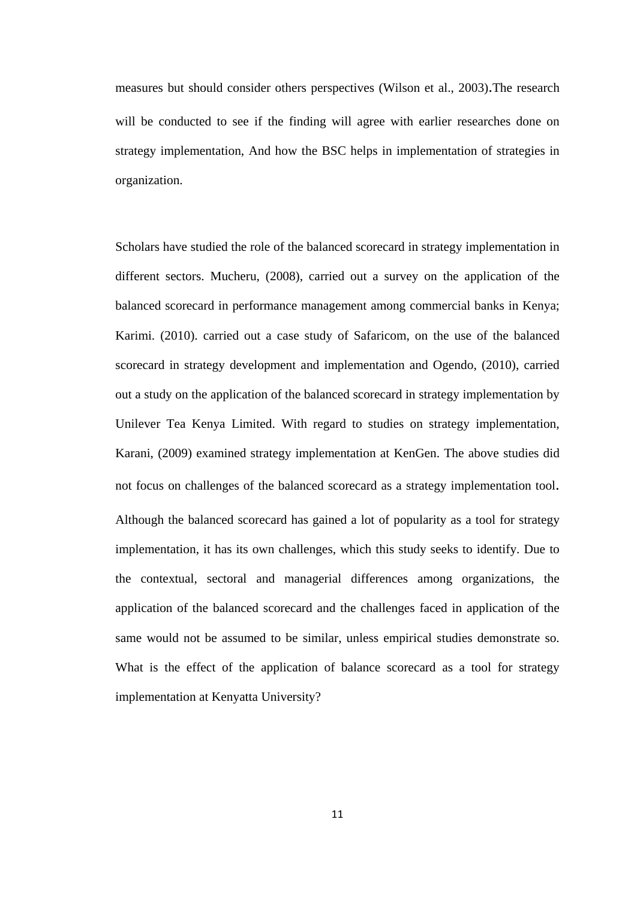measures but should consider others perspectives (Wilson et al., 2003).The research will be conducted to see if the finding will agree with earlier researches done on strategy implementation, And how the BSC helps in implementation of strategies in organization.

Scholars have studied the role of the balanced scorecard in strategy implementation in different sectors. Mucheru, (2008), carried out a survey on the application of the balanced scorecard in performance management among commercial banks in Kenya; Karimi. (2010). carried out a case study of Safaricom, on the use of the balanced scorecard in strategy development and implementation and Ogendo, (2010), carried out a study on the application of the balanced scorecard in strategy implementation by Unilever Tea Kenya Limited. With regard to studies on strategy implementation, Karani, (2009) examined strategy implementation at KenGen. The above studies did not focus on challenges of the balanced scorecard as a strategy implementation tool. Although the balanced scorecard has gained a lot of popularity as a tool for strategy implementation, it has its own challenges, which this study seeks to identify. Due to the contextual, sectoral and managerial differences among organizations, the application of the balanced scorecard and the challenges faced in application of the same would not be assumed to be similar, unless empirical studies demonstrate so. What is the effect of the application of balance scorecard as a tool for strategy implementation at Kenyatta University?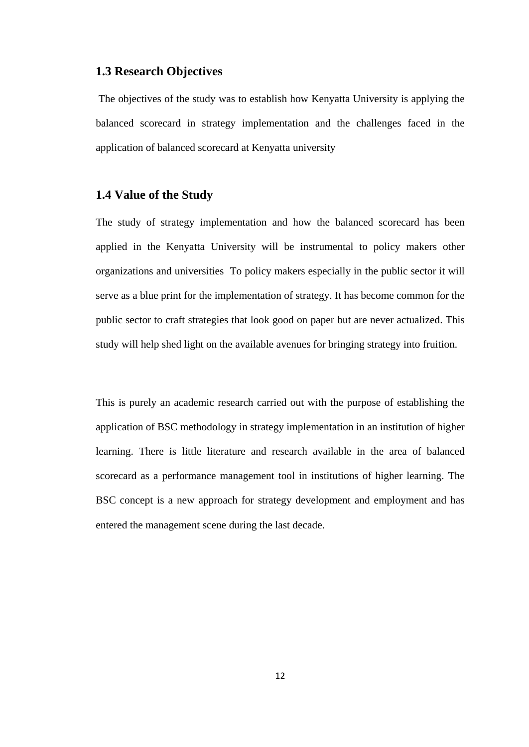## 1.3 Research Objectives

The objectives of the study was to establish how Kenyatta University is applying the balanced scorecard in strategy implementation and the challenges faced in the application of balanced scorecard at Kenyatta university

## 1.4 Value of the Study

The study of strategy implementation and how the balanced scorecard has been applied in the Kenyatta University will be instrumental to policy makers other organizations and universities To policy makers especially in the public sector it will serve as a blue print for the implementation of strategy. It has become common for the public sector to craft strategies that look good on paper but are never actualized. This study will help shed light on the available avenues for bringing strategy into fruition.

This is purely an academic research carried out with the purpose of establishing the application of BSC methodology in strategy implementation in an institution of higher learning. There is little literature and research available in the area of balanced scorecard as a performance management tool in institutions of higher learning. The BSC concept is a new approach for strategy development and employment and has entered the management scene during the last decade.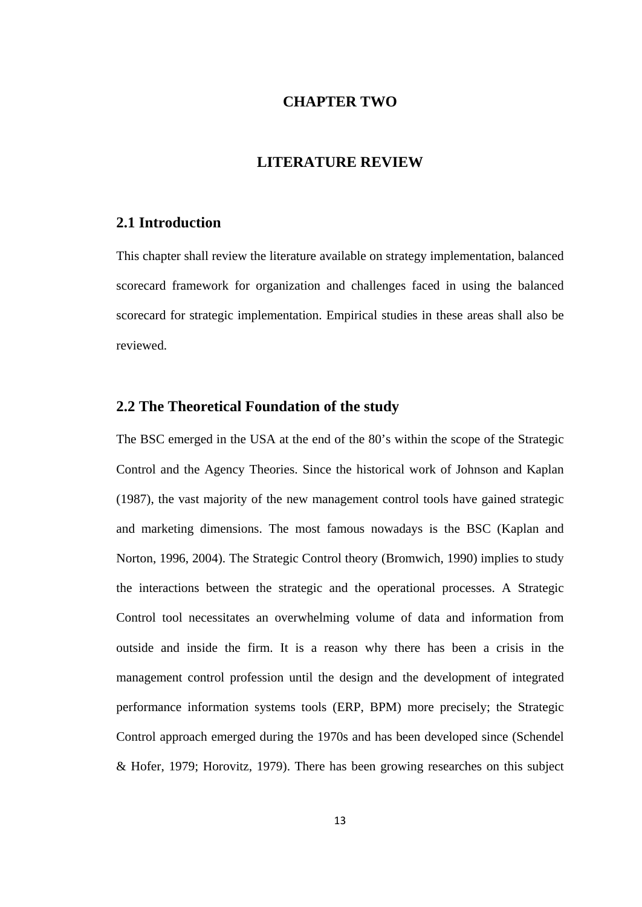# CHAPTER TWO

# LITERATURE REVIEW

## 2.1 Introduction

This chapter shall review the literature available on strategy implementation, balanced scorecard framework for organization and challenges faced in using the balanced scorecard for strategic implementation. Empirical studies in these areas shall also be reviewed.

## 2.2 The Theoretical Foundation of the study

The BSC emerged in the USA at the end of the 80's within the scope of the Strategic Control and the Agency Theories. Since the historical work of Johnson and Kaplan (1987), the vast majority of the new management control tools have gained strategic and marketing dimensions. The most famous nowadays is the BSC (Kaplan and Norton, 1996, 2004). The Strategic Control theory (Bromwich, 1990) implies to study the interactions between the strategic and the operational processes. A Strategic Control tool necessitates an overwhelming volume of data and information from outside and inside the firm. It is a reason why there has been a crisis in the management control profession until the design and the development of integrated performance information systems tools (ERP, BPM) more precisely; the Strategic Control approach emerged during the 1970s and has been developed since (Schendel & Hofer, 1979; Horovitz, 1979). There has been growing researches on this subject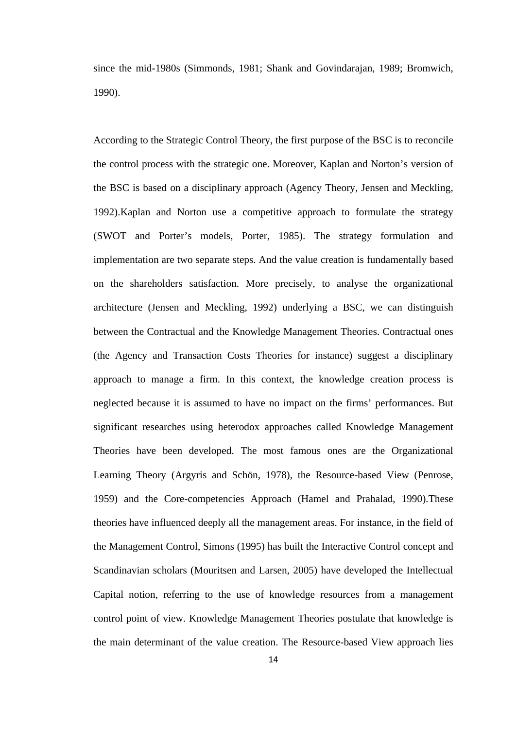since the mid-1980s (Simmonds, 1981; Shank and Govindarajan, 1989; Bromwich, 1990).

According to the Strategic Control Theory, the first purpose of the BSC is to reconcile the control process with the strategic one. Moreover, Kaplan and Norton's version of the BSC is based on a disciplinary approach (Agency Theory, Jensen and Meckling, 1992).Kaplan and Norton use a competitive approach to formulate the strategy (SWOT and Porter's models, Porter, 1985). The strategy formulation and implementation are two separate steps. And the value creation is fundamentally based on the shareholders satisfaction. More precisely, to analyse the organizational architecture (Jensen and Meckling, 1992) underlying a BSC, we can distinguish between the Contractual and the Knowledge Management Theories. Contractual ones (the Agency and Transaction Costs Theories for instance) suggest a disciplinary approach to manage a firm. In this context, the knowledge creation process is neglected because it is assumed to have no impact on the firms' performances. But significant researches using heterodox approaches called Knowledge Management Theories have been developed. The most famous ones are the Organizational Learning Theory (Argyris and Schön, 1978), the Resource-based View (Penrose, 1959) and the Core-competencies Approach (Hamel and Prahalad, 1990).These theories have influenced deeply all the management areas. For instance, in the field of the Management Control, Simons (1995) has built the Interactive Control concept and Scandinavian scholars (Mouritsen and Larsen, 2005) have developed the Intellectual Capital notion, referring to the use of knowledge resources from a management control point of view. Knowledge Management Theories postulate that knowledge is the main determinant of the value creation. The Resource-based View approach lies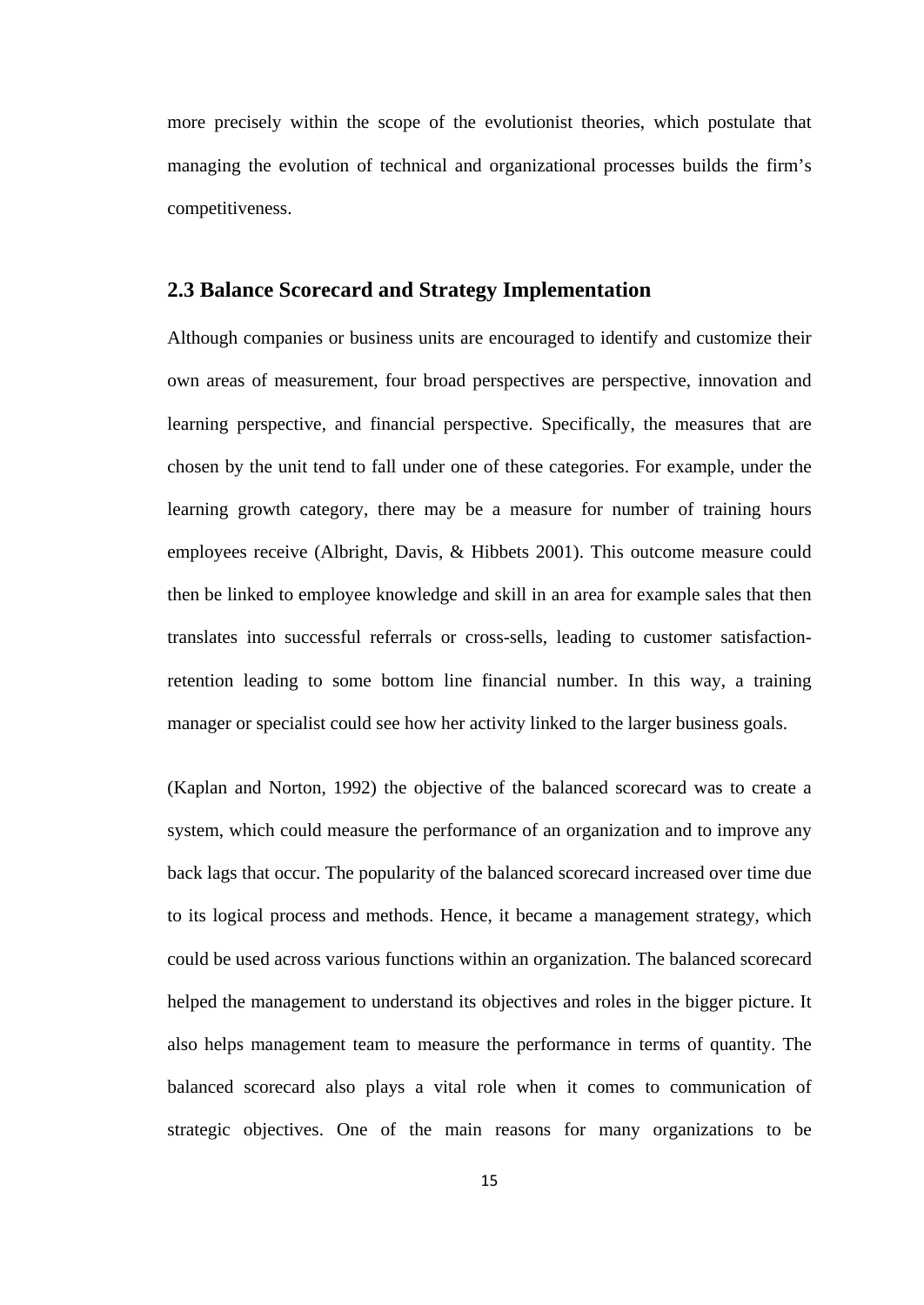more precisely within the scope of the evolutionist theories, which postulate that managing the evolution of technical and organizational processes builds the firm's competitiveness.

## 2.3 Balance Scorecard and Strategy Implementation

Although companies or business units are encouraged to identify and customize their own areas of measurement, four broad perspectives are perspective, innovation and learning perspective, and financial perspective. Specifically, the measures that are chosen by the unit tend to fall under one of these categories. For example, under the learning growth category, there may be a measure for number of training hours employees receive (Albright, Davis, & Hibbets 2001). This outcome measure could then be linked to employee knowledge and skill in an area for example sales that then translates into successful referrals or cross-sells, leading to customer satisfaction-retention leading to some bottom line financial number. In this way, a training manager or specialist could see how her activity linked to the larger business goals.

(Kaplan and Norton, 1992) the objective of the balanced scorecard was to create a system, which could measure the performance of an organization and to improve any back lags that occur. The popularity of the balanced scorecard increased over time due to its logical process and methods. Hence, it became a management strategy, which could be used across various functions within an organization. The balanced scorecard helped the management to understand its objectives and roles in the bigger picture. It also helps management team to measure the performance in terms of quantity. The balanced scorecard also plays a vital role when it comes to communication of strategic objectives. One of the main reasons for many organizations to be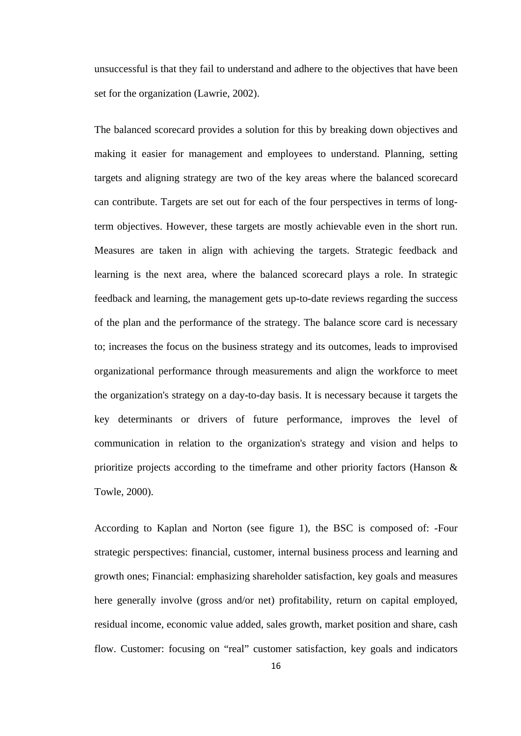unsuccessful is that they fail to understand and adhere to the objectives that have been set for the organization (Lawrie, 2002).

The balanced scorecard provides a solution for this by breaking down objectives and making it easier for management and employees to understand. Planning, setting targets and aligning strategy are two of the key areas where the balanced scorecard can contribute. Targets are set out for each of the four perspectives in terms of long-term objectives. However, these targets are mostly achievable even in the short run. Measures are taken in align with achieving the targets. Strategic feedback and learning is the next area, where the balanced scorecard plays a role. In strategic feedback and learning, the management gets up-to-date reviews regarding the success of the plan and the performance of the strategy. The balance score card is necessary to; increases the focus on the business strategy and its outcomes, leads to improvised organizational performance through measurements and align the workforce to meet the organization's strategy on a day-to-day basis. It is necessary because it targets the key determinants or drivers of future performance, improves the level of communication in relation to the organization's strategy and vision and helps to prioritize projects according to the timeframe and other priority factors (Hanson & Towle, 2000).

According to Kaplan and Norton (see figure 1), the BSC is composed of: -Four strategic perspectives: financial, customer, internal business process and learning and growth ones; Financial: emphasizing shareholder satisfaction, key goals and measures here generally involve (gross and/or net) profitability, return on capital employed, residual income, economic value added, sales growth, market position and share, cash flow. Customer: focusing on "real" customer satisfaction, key goals and indicators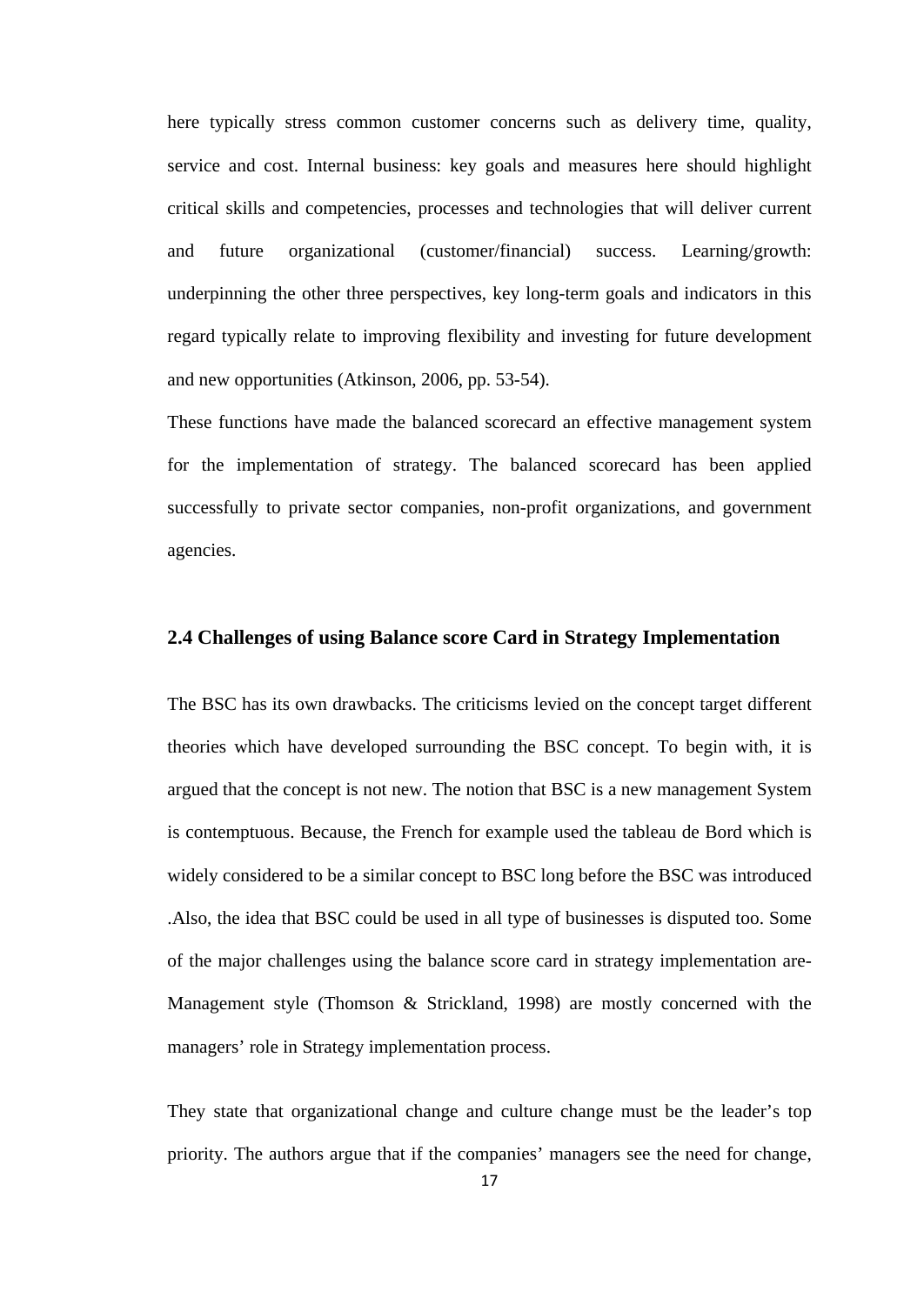here typically stress common customer concerns such as delivery time, quality, service and cost. Internal business: key goals and measures here should highlight critical skills and competencies, processes and technologies that will deliver current and future organizational (customer/financial) success. Learning/growth: underpinning the other three perspectives, key long-term goals and indicators in this regard typically relate to improving flexibility and investing for future development and new opportunities (Atkinson, 2006, pp. 53-54).

These functions have made the balanced scorecard an effective management system for the implementation of strategy. The balanced scorecard has been applied successfully to private sector companies, non-profit organizations, and government agencies.

## 2.4 Challenges of using Balance score Card in Strategy Implementation

The BSC has its own drawbacks. The criticisms levied on the concept target different theories which have developed surrounding the BSC concept. To begin with, it is argued that the concept is not new. The notion that BSC is a new management System is contemptuous. Because, the French for example used the tableau de Bord which is widely considered to be a similar concept to BSC long before the BSC was introduced .Also, the idea that BSC could be used in all type of businesses is disputed too. Some of the major challenges using the balance score card in strategy implementation are- Management style (Thomson & Strickland, 1998) are mostly concerned with the managers' role in Strategy implementation process.

They state that organizational change and culture change must be the leader's top priority. The authors argue that if the companies' managers see the need for change,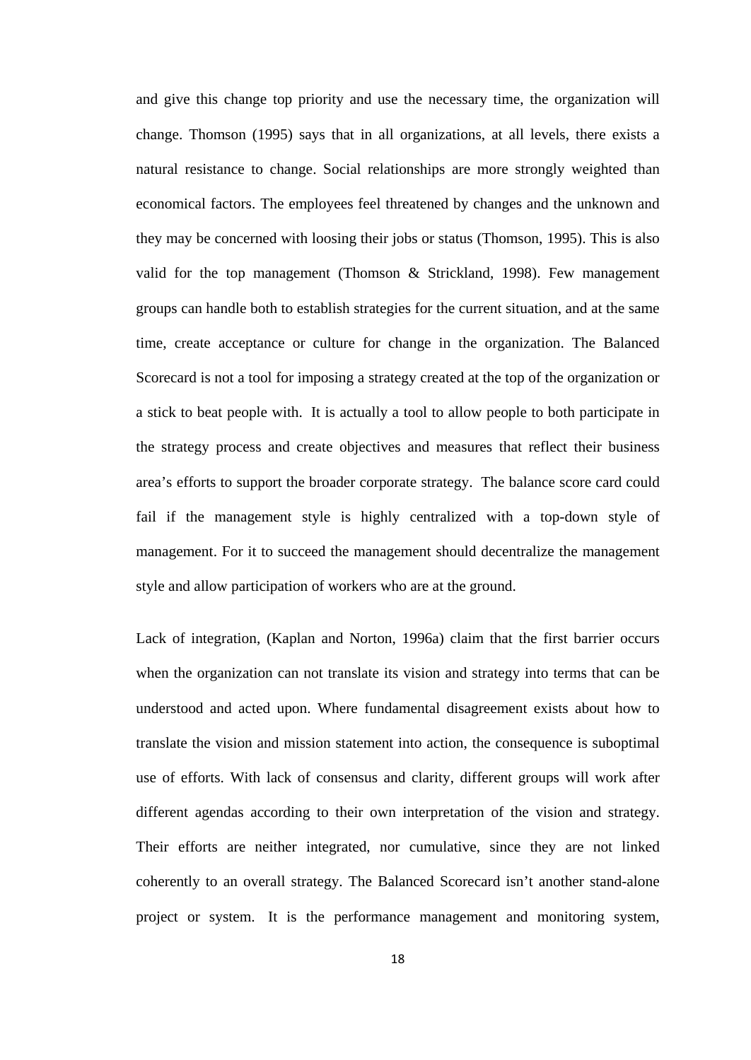and give this change top priority and use the necessary time, the organization will change. Thomson (1995) says that in all organizations, at all levels, there exists a natural resistance to change. Social relationships are more strongly weighted than economical factors. The employees feel threatened by changes and the unknown and they may be concerned with loosing their jobs or status (Thomson, 1995). This is also valid for the top management (Thomson & Strickland, 1998). Few management groups can handle both to establish strategies for the current situation, and at the same time, create acceptance or culture for change in the organization. The Balanced Scorecard is not a tool for imposing a strategy created at the top of the organization or a stick to beat people with. It is actually a tool to allow people to both participate in the strategy process and create objectives and measures that reflect their business area's efforts to support the broader corporate strategy. The balance score card could fail if the management style is highly centralized with a top-down style of management. For it to succeed the management should decentralize the management style and allow participation of workers who are at the ground.

Lack of integration, (Kaplan and Norton, 1996a) claim that the first barrier occurs when the organization can not translate its vision and strategy into terms that can be understood and acted upon. Where fundamental disagreement exists about how to translate the vision and mission statement into action, the consequence is suboptimal use of efforts. With lack of consensus and clarity, different groups will work after different agendas according to their own interpretation of the vision and strategy. Their efforts are neither integrated, nor cumulative, since they are not linked coherently to an overall strategy. The Balanced Scorecard isn't another stand-alone project or system. It is the performance management and monitoring system,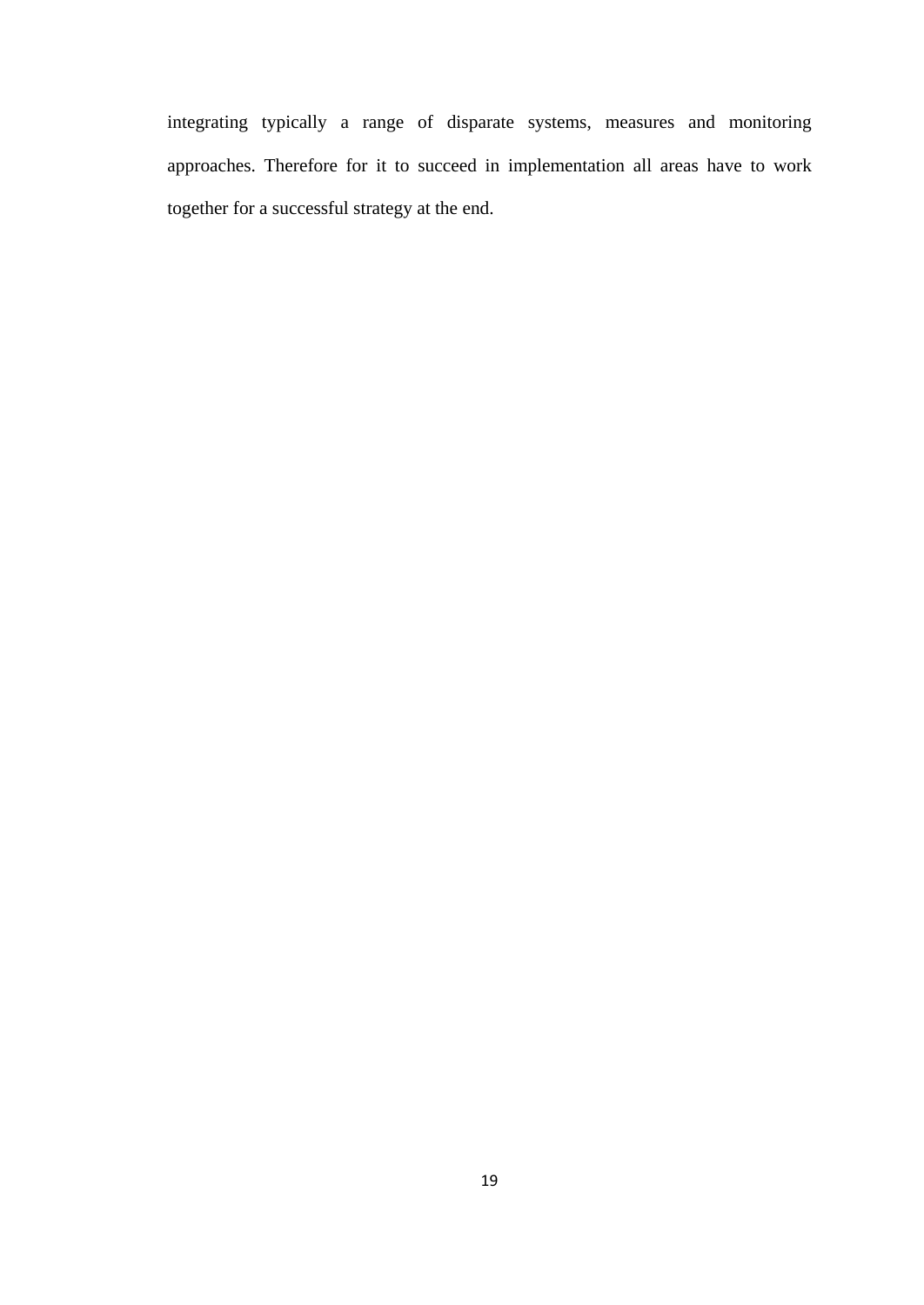integrating typically a range of disparate systems, measures and monitoring approaches. Therefore for it to succeed in implementation all areas have to work together for a successful strategy at the end.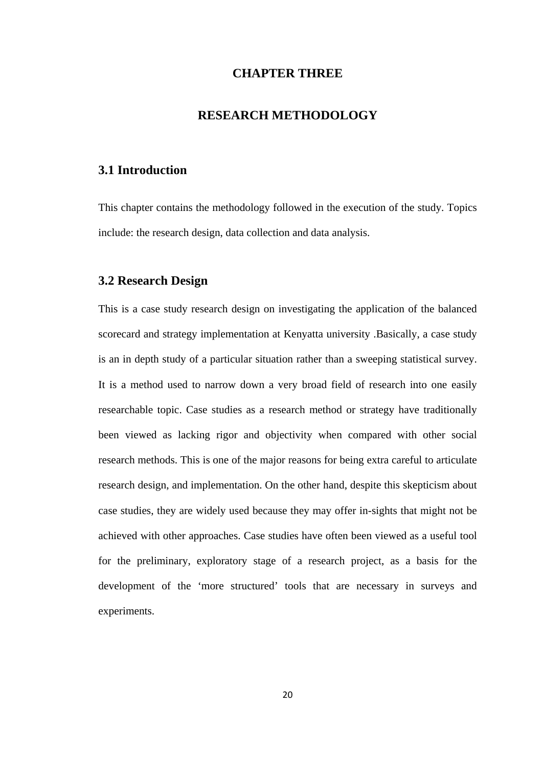# CHAPTER THREE

# RESEARCH METHODOLOGY

## 3.1 Introduction

This chapter contains the methodology followed in the execution of the study. Topics include: the research design, data collection and data analysis.

## 3.2 Research Design

This is a case study research design on investigating the application of the balanced scorecard and strategy implementation at Kenyatta university .Basically, a case study is an in depth study of a particular situation rather than a sweeping statistical survey. It is a method used to narrow down a very broad field of research into one easily researchable topic. Case studies as a research method or strategy have traditionally been viewed as lacking rigor and objectivity when compared with other social research methods. This is one of the major reasons for being extra careful to articulate research design, and implementation. On the other hand, despite this skepticism about case studies, they are widely used because they may offer in-sights that might not be achieved with other approaches. Case studies have often been viewed as a useful tool for the preliminary, exploratory stage of a research project, as a basis for the development of the 'more structured' tools that are necessary in surveys and experiments.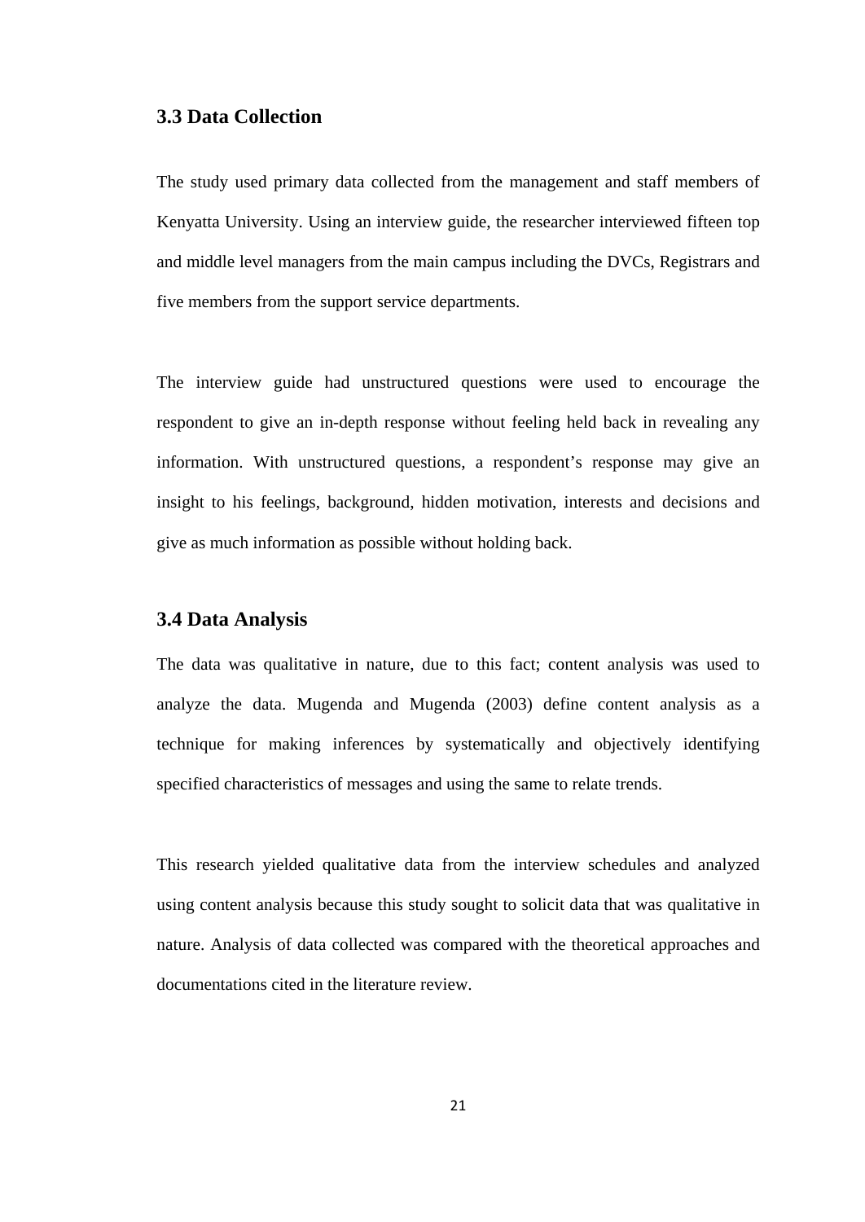### 3.3 Data Collection

The study used primary data collected from the management and staff members of Kenyatta University. Using an interview guide, the researcher interviewed fifteen top and middle level managers from the main campus including the DVCs, Registrars and five members from the support service departments.

The interview guide had unstructured questions were used to encourage the respondent to give an in-depth response without feeling held back in revealing any information. With unstructured questions, a respondent's response may give an insight to his feelings, background, hidden motivation, interests and decisions and give as much information as possible without holding back.

### 3.4 Data Analysis

The data was qualitative in nature, due to this fact; content analysis was used to analyze the data. Mugenda and Mugenda (2003) define content analysis as a technique for making inferences by systematically and objectively identifying specified characteristics of messages and using the same to relate trends.

This research yielded qualitative data from the interview schedules and analyzed using content analysis because this study sought to solicit data that was qualitative in nature. Analysis of data collected was compared with the theoretical approaches and documentations cited in the literature review.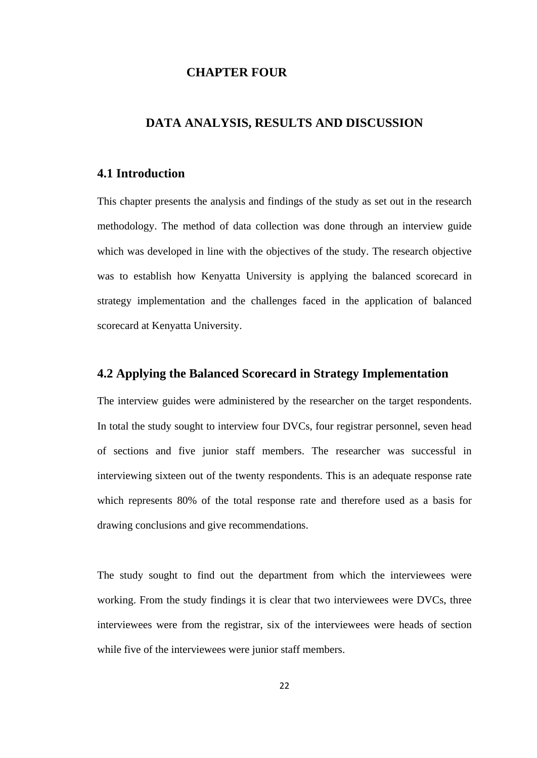# CHAPTER FOUR

# DATA ANALYSIS, RESULTS AND DISCUSSION

## 4.1 Introduction

This chapter presents the analysis and findings of the study as set out in the research methodology. The method of data collection was done through an interview guide which was developed in line with the objectives of the study. The research objective was to establish how Kenyatta University is applying the balanced scorecard in strategy implementation and the challenges faced in the application of balanced scorecard at Kenyatta University.

## 4.2 Applying the Balanced Scorecard in Strategy Implementation

The interview guides were administered by the researcher on the target respondents. In total the study sought to interview four DVCs, four registrar personnel, seven head of sections and five junior staff members. The researcher was successful in interviewing sixteen out of the twenty respondents. This is an adequate response rate which represents 80% of the total response rate and therefore used as a basis for drawing conclusions and give recommendations.

The study sought to find out the department from which the interviewees were working. From the study findings it is clear that two interviewees were DVCs, three interviewees were from the registrar, six of the interviewees were heads of section while five of the interviewees were junior staff members.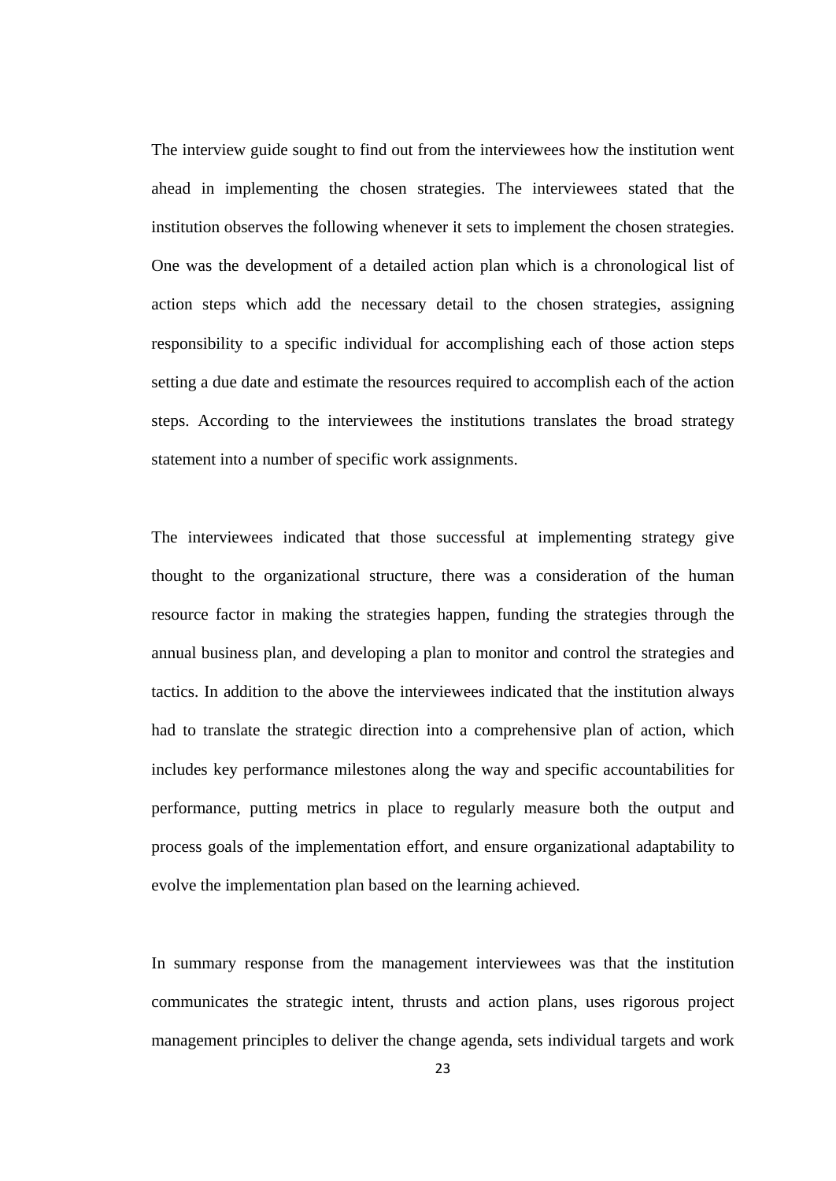The interview guide sought to find out from the interviewees how the institution went ahead in implementing the chosen strategies. The interviewees stated that the institution observes the following whenever it sets to implement the chosen strategies. One was the development of a detailed action plan which is a chronological list of action steps which add the necessary detail to the chosen strategies, assigning responsibility to a specific individual for accomplishing each of those action steps setting a due date and estimate the resources required to accomplish each of the action steps. According to the interviewees the institutions translates the broad strategy statement into a number of specific work assignments.

The interviewees indicated that those successful at implementing strategy give thought to the organizational structure, there was a consideration of the human resource factor in making the strategies happen, funding the strategies through the annual business plan, and developing a plan to monitor and control the strategies and tactics. In addition to the above the interviewees indicated that the institution always had to translate the strategic direction into a comprehensive plan of action, which includes key performance milestones along the way and specific accountabilities for performance, putting metrics in place to regularly measure both the output and process goals of the implementation effort, and ensure organizational adaptability to evolve the implementation plan based on the learning achieved.

In summary response from the management interviewees was that the institution communicates the strategic intent, thrusts and action plans, uses rigorous project management principles to deliver the change agenda, sets individual targets and work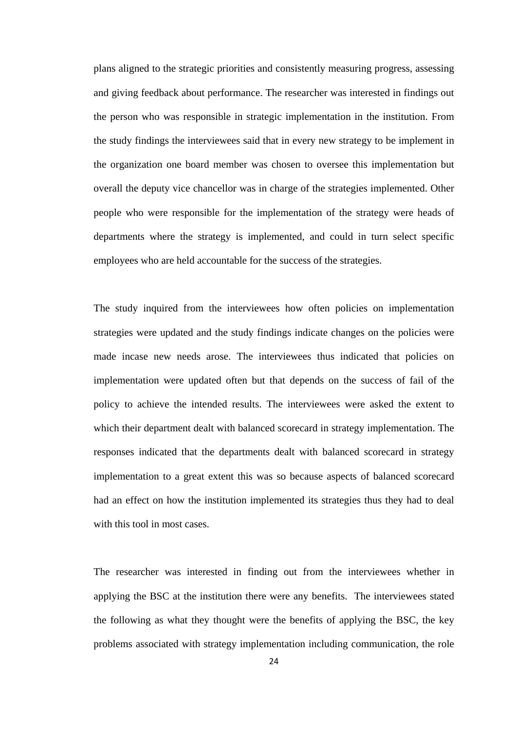plans aligned to the strategic priorities and consistently measuring progress, assessing and giving feedback about performance. The researcher was interested in findings out the person who was responsible in strategic implementation in the institution. From the study findings the interviewees said that in every new strategy to be implement in the organization one board member was chosen to oversee this implementation but overall the deputy vice chancellor was in charge of the strategies implemented. Other people who were responsible for the implementation of the strategy were heads of departments where the strategy is implemented, and could in turn select specific employees who are held accountable for the success of the strategies.

The study inquired from the interviewees how often policies on implementation strategies were updated and the study findings indicate changes on the policies were made incase new needs arose. The interviewees thus indicated that policies on implementation were updated often but that depends on the success of fail of the policy to achieve the intended results. The interviewees were asked the extent to which their department dealt with balanced scorecard in strategy implementation. The responses indicated that the departments dealt with balanced scorecard in strategy implementation to a great extent this was so because aspects of balanced scorecard had an effect on how the institution implemented its strategies thus they had to deal with this tool in most cases.

The researcher was interested in finding out from the interviewees whether in applying the BSC at the institution there were any benefits. The interviewees stated the following as what they thought were the benefits of applying the BSC, the key problems associated with strategy implementation including communication, the role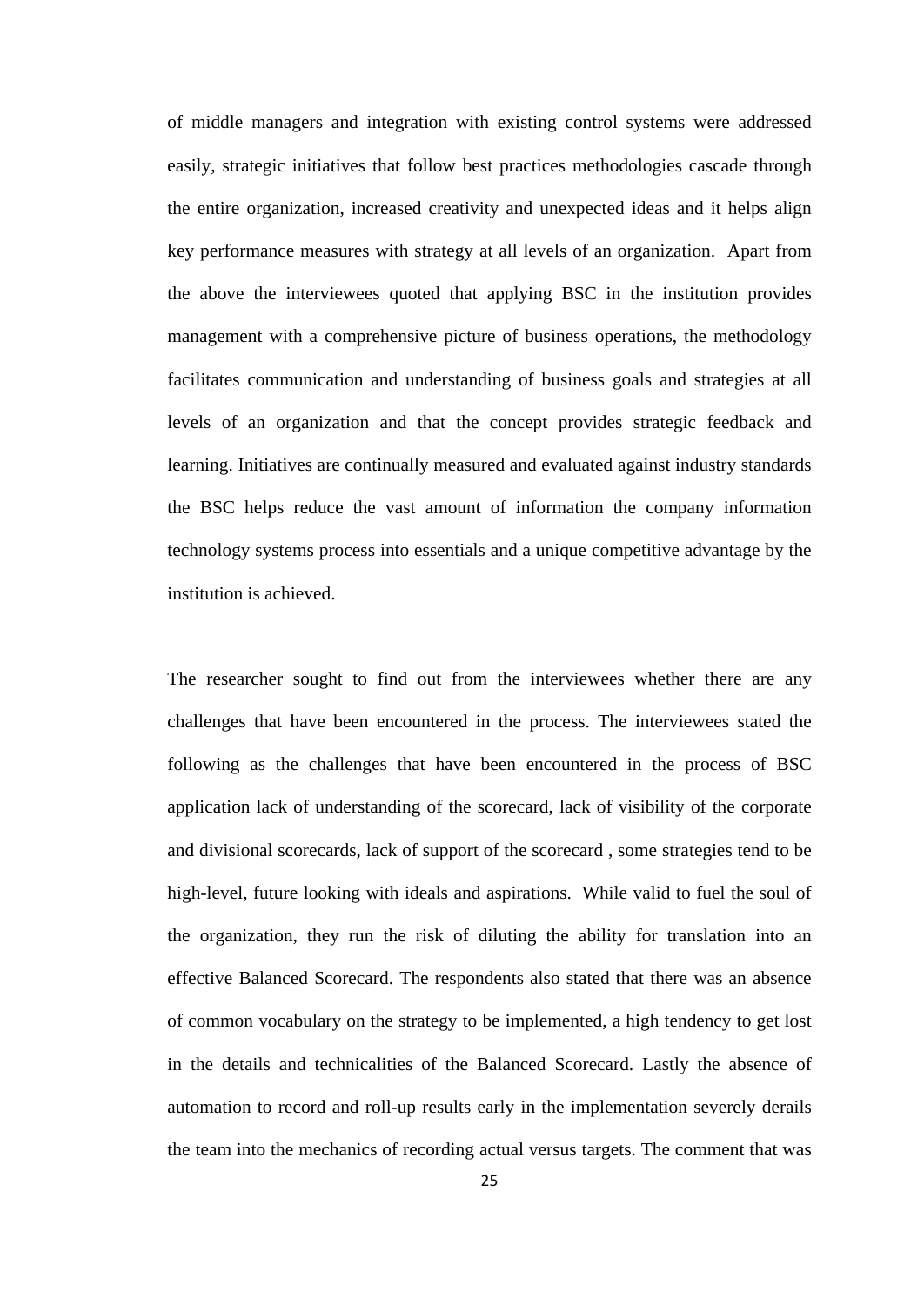of middle managers and integration with existing control systems were addressed easily, strategic initiatives that follow best practices methodologies cascade through the entire organization, increased creativity and unexpected ideas and it helps align key performance measures with strategy at all levels of an organization. Apart from the above the interviewees quoted that applying BSC in the institution provides management with a comprehensive picture of business operations, the methodology facilitates communication and understanding of business goals and strategies at all levels of an organization and that the concept provides strategic feedback and learning. Initiatives are continually measured and evaluated against industry standards the BSC helps reduce the vast amount of information the company information technology systems process into essentials and a unique competitive advantage by the institution is achieved.

The researcher sought to find out from the interviewees whether there are any challenges that have been encountered in the process. The interviewees stated the following as the challenges that have been encountered in the process of BSC application lack of understanding of the scorecard, lack of visibility of the corporate and divisional scorecards, lack of support of the scorecard , some strategies tend to be high-level, future looking with ideals and aspirations. While valid to fuel the soul of the organization, they run the risk of diluting the ability for translation into an effective Balanced Scorecard. The respondents also stated that there was an absence of common vocabulary on the strategy to be implemented, a high tendency to get lost in the details and technicalities of the Balanced Scorecard. Lastly the absence of automation to record and roll-up results early in the implementation severely derails the team into the mechanics of recording actual versus targets. The comment that was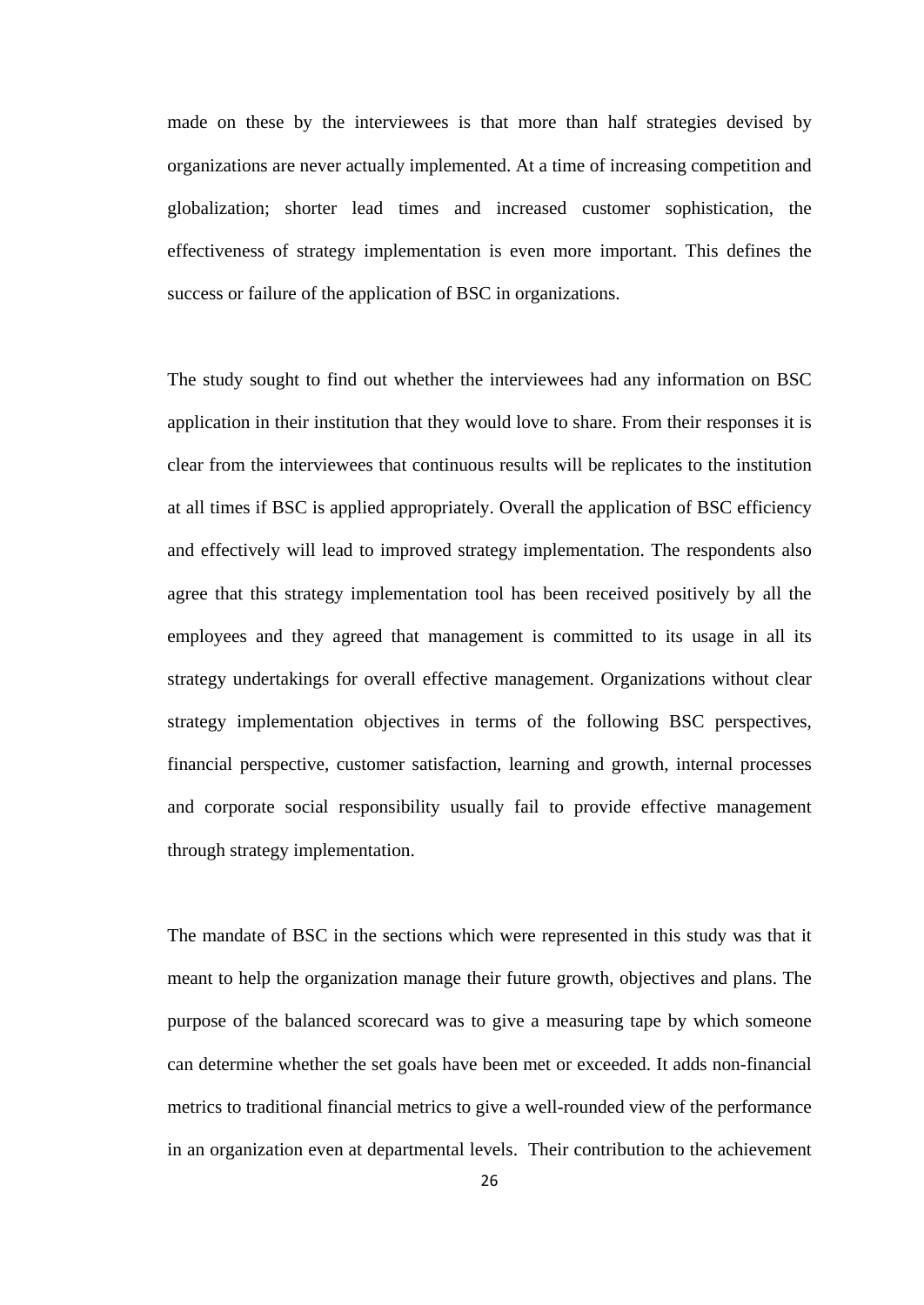made on these by the interviewees is that more than half strategies devised by organizations are never actually implemented. At a time of increasing competition and globalization; shorter lead times and increased customer sophistication, the effectiveness of strategy implementation is even more important. This defines the success or failure of the application of BSC in organizations.

The study sought to find out whether the interviewees had any information on BSC application in their institution that they would love to share. From their responses it is clear from the interviewees that continuous results will be replicates to the institution at all times if BSC is applied appropriately. Overall the application of BSC efficiency and effectively will lead to improved strategy implementation. The respondents also agree that this strategy implementation tool has been received positively by all the employees and they agreed that management is committed to its usage in all its strategy undertakings for overall effective management. Organizations without clear strategy implementation objectives in terms of the following BSC perspectives, financial perspective, customer satisfaction, learning and growth, internal processes and corporate social responsibility usually fail to provide effective management through strategy implementation.

The mandate of BSC in the sections which were represented in this study was that it meant to help the organization manage their future growth, objectives and plans. The purpose of the balanced scorecard was to give a measuring tape by which someone can determine whether the set goals have been met or exceeded. It adds non-financial metrics to traditional financial metrics to give a well-rounded view of the performance in an organization even at departmental levels. Their contribution to the achievement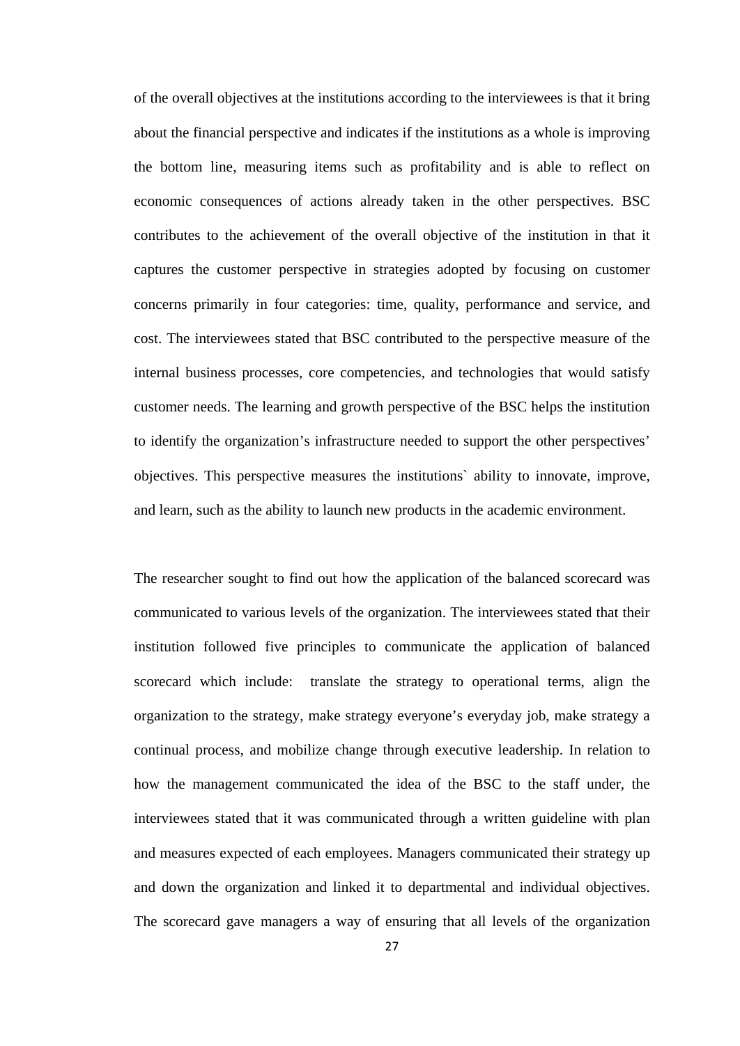of the overall objectives at the institutions according to the interviewees is that it bring about the financial perspective and indicates if the institutions as a whole is improving the bottom line, measuring items such as profitability and is able to reflect on economic consequences of actions already taken in the other perspectives. BSC contributes to the achievement of the overall objective of the institution in that it captures the customer perspective in strategies adopted by focusing on customer concerns primarily in four categories: time, quality, performance and service, and cost. The interviewees stated that BSC contributed to the perspective measure of the internal business processes, core competencies, and technologies that would satisfy customer needs. The learning and growth perspective of the BSC helps the institution to identify the organization's infrastructure needed to support the other perspectives' objectives. This perspective measures the institutions` ability to innovate, improve, and learn, such as the ability to launch new products in the academic environment.

The researcher sought to find out how the application of the balanced scorecard was communicated to various levels of the organization. The interviewees stated that their institution followed five principles to communicate the application of balanced scorecard which include: translate the strategy to operational terms, align the organization to the strategy, make strategy everyone's everyday job, make strategy a continual process, and mobilize change through executive leadership. In relation to how the management communicated the idea of the BSC to the staff under, the interviewees stated that it was communicated through a written guideline with plan and measures expected of each employees. Managers communicated their strategy up and down the organization and linked it to departmental and individual objectives. The scorecard gave managers a way of ensuring that all levels of the organization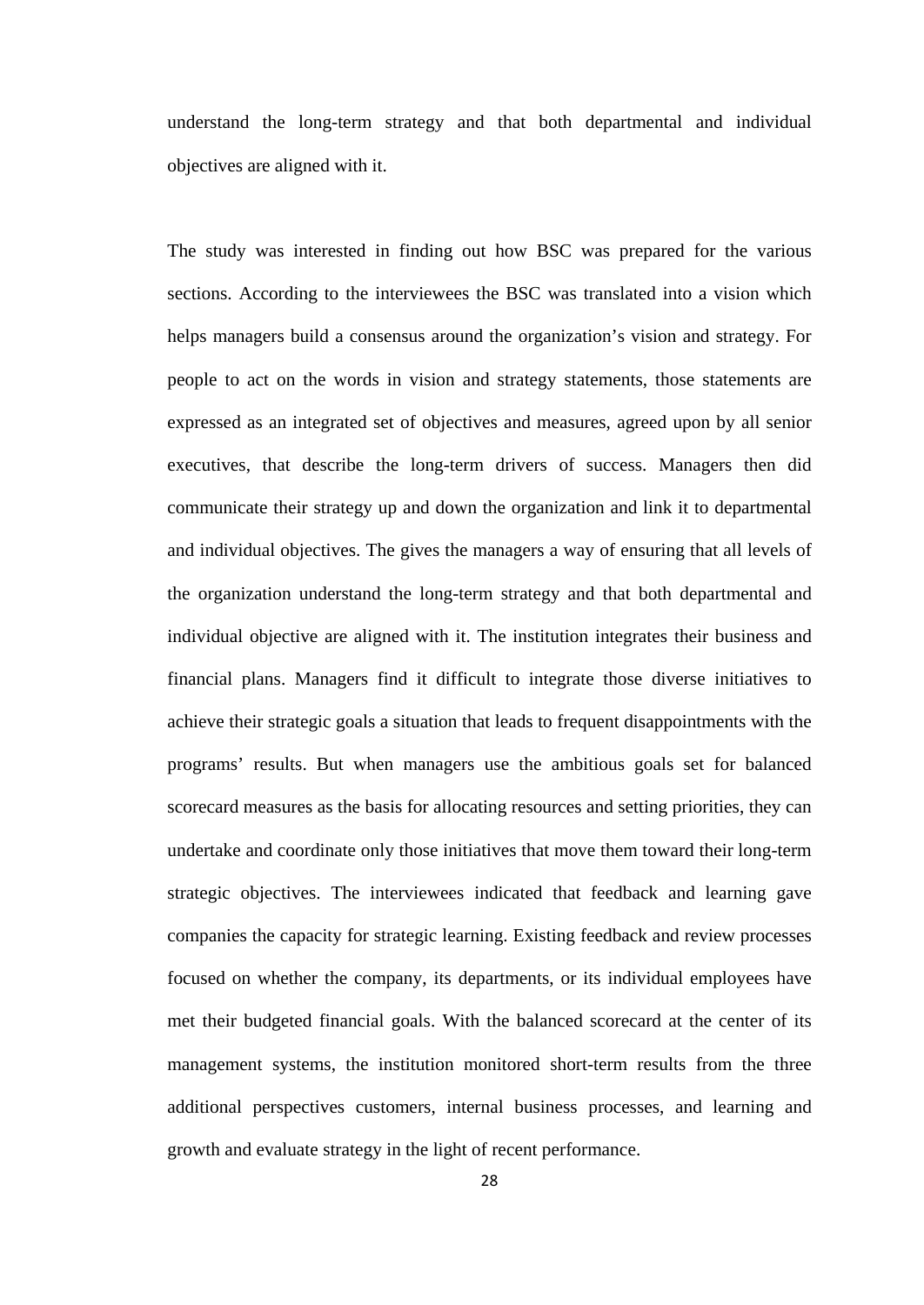understand the long-term strategy and that both departmental and individual objectives are aligned with it.

The study was interested in finding out how BSC was prepared for the various sections. According to the interviewees the BSC was translated into a vision which helps managers build a consensus around the organization's vision and strategy. For people to act on the words in vision and strategy statements, those statements are expressed as an integrated set of objectives and measures, agreed upon by all senior executives, that describe the long-term drivers of success. Managers then did communicate their strategy up and down the organization and link it to departmental and individual objectives. The gives the managers a way of ensuring that all levels of the organization understand the long-term strategy and that both departmental and individual objective are aligned with it. The institution integrates their business and financial plans. Managers find it difficult to integrate those diverse initiatives to achieve their strategic goals a situation that leads to frequent disappointments with the programs' results. But when managers use the ambitious goals set for balanced scorecard measures as the basis for allocating resources and setting priorities, they can undertake and coordinate only those initiatives that move them toward their long-term strategic objectives. The interviewees indicated that feedback and learning gave companies the capacity for strategic learning. Existing feedback and review processes focused on whether the company, its departments, or its individual employees have met their budgeted financial goals. With the balanced scorecard at the center of its management systems, the institution monitored short-term results from the three additional perspectives customers, internal business processes, and learning and growth and evaluate strategy in the light of recent performance.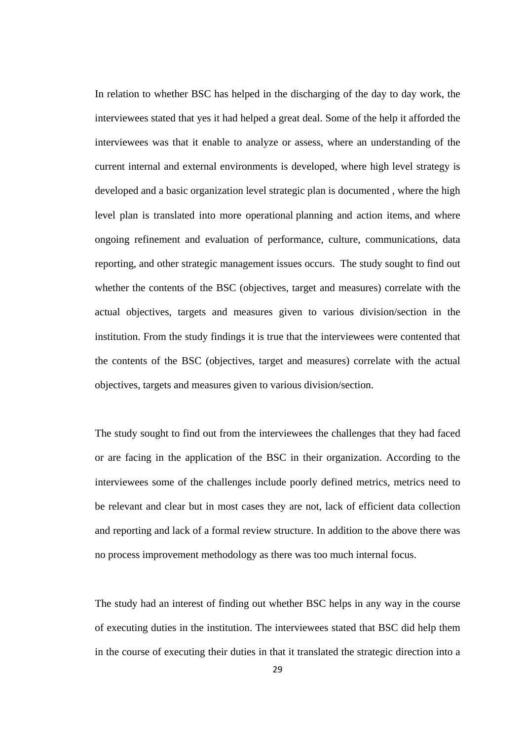In relation to whether BSC has helped in the discharging of the day to day work, the interviewees stated that yes it had helped a great deal. Some of the help it afforded the interviewees was that it enable to analyze or assess, where an understanding of the current internal and external environments is developed, where high level strategy is developed and a basic organization level strategic plan is documented , where the high level plan is translated into more operational planning and action items, and where ongoing refinement and evaluation of performance, culture, communications, data reporting, and other strategic management issues occurs. The study sought to find out whether the contents of the BSC (objectives, target and measures) correlate with the actual objectives, targets and measures given to various division/section in the institution. From the study findings it is true that the interviewees were contented that the contents of the BSC (objectives, target and measures) correlate with the actual objectives, targets and measures given to various division/section.

The study sought to find out from the interviewees the challenges that they had faced or are facing in the application of the BSC in their organization. According to the interviewees some of the challenges include poorly defined metrics, metrics need to be relevant and clear but in most cases they are not, lack of efficient data collection and reporting and lack of a formal review structure. In addition to the above there was no process improvement methodology as there was too much internal focus.

The study had an interest of finding out whether BSC helps in any way in the course of executing duties in the institution. The interviewees stated that BSC did help them in the course of executing their duties in that it translated the strategic direction into a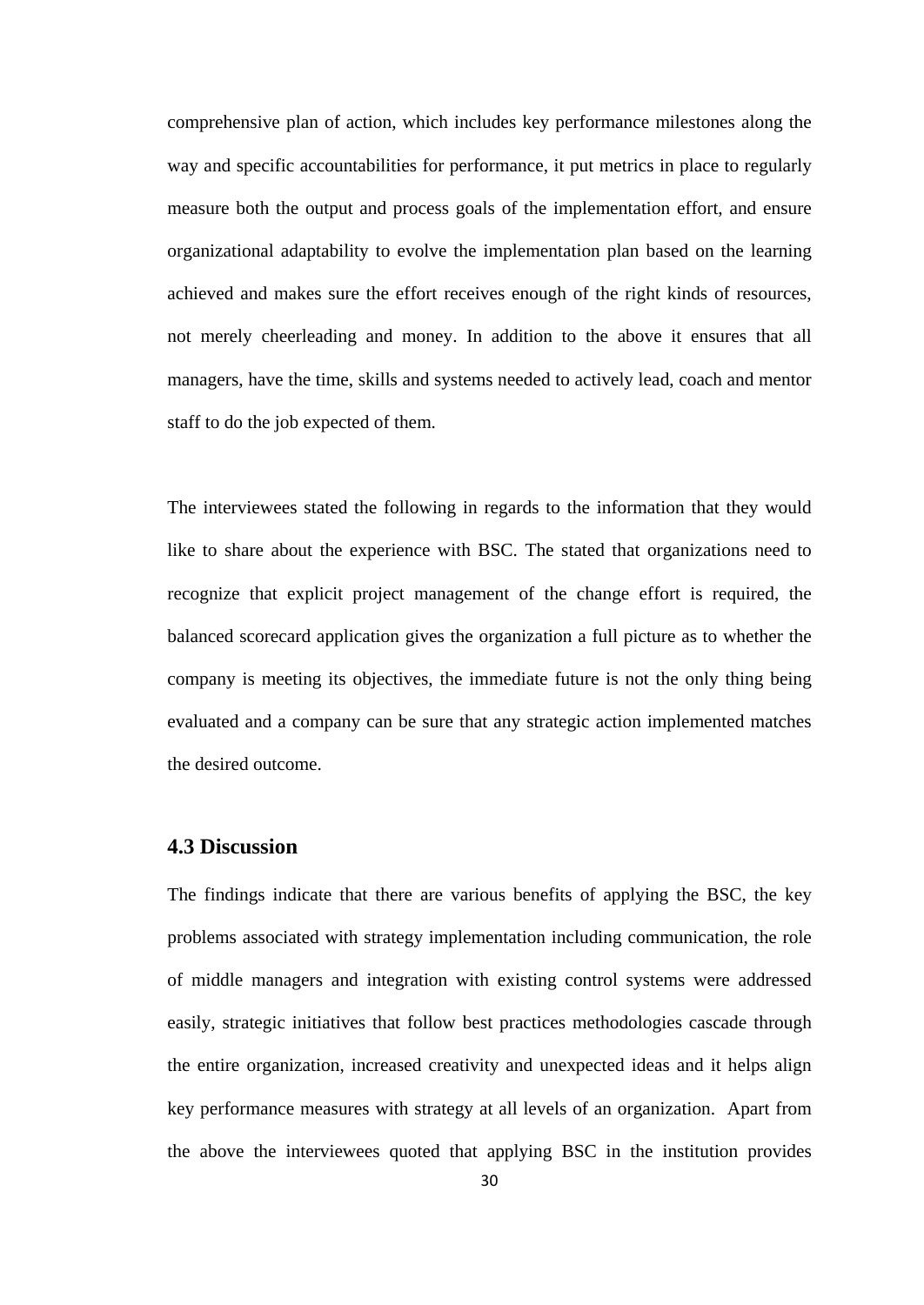comprehensive plan of action, which includes key performance milestones along the way and specific accountabilities for performance, it put metrics in place to regularly measure both the output and process goals of the implementation effort, and ensure organizational adaptability to evolve the implementation plan based on the learning achieved and makes sure the effort receives enough of the right kinds of resources, not merely cheerleading and money. In addition to the above it ensures that all managers, have the time, skills and systems needed to actively lead, coach and mentor staff to do the job expected of them.

The interviewees stated the following in regards to the information that they would like to share about the experience with BSC. The stated that organizations need to recognize that explicit project management of the change effort is required, the balanced scorecard application gives the organization a full picture as to whether the company is meeting its objectives, the immediate future is not the only thing being evaluated and a company can be sure that any strategic action implemented matches the desired outcome.

### 4.3 Discussion

The findings indicate that there are various benefits of applying the BSC, the key problems associated with strategy implementation including communication, the role of middle managers and integration with existing control systems were addressed easily, strategic initiatives that follow best practices methodologies cascade through the entire organization, increased creativity and unexpected ideas and it helps align key performance measures with strategy at all levels of an organization. Apart from the above the interviewees quoted that applying BSC in the institution provides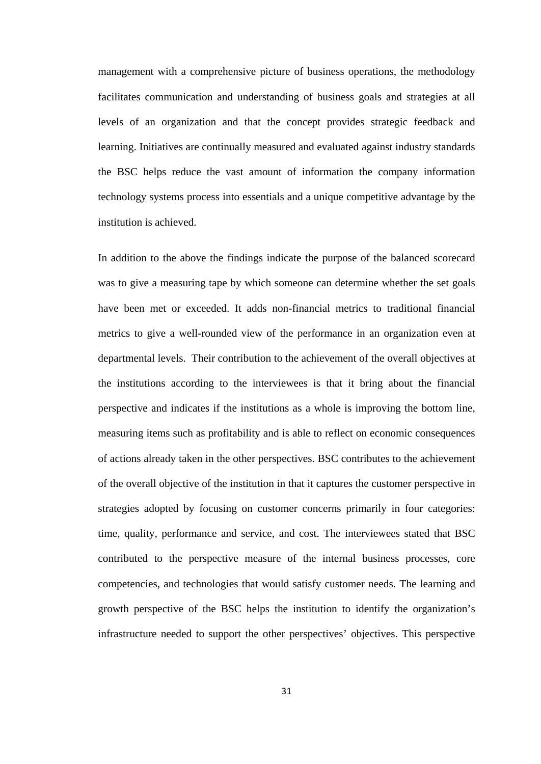management with a comprehensive picture of business operations, the methodology facilitates communication and understanding of business goals and strategies at all levels of an organization and that the concept provides strategic feedback and learning. Initiatives are continually measured and evaluated against industry standards the BSC helps reduce the vast amount of information the company information technology systems process into essentials and a unique competitive advantage by the institution is achieved.

In addition to the above the findings indicate the purpose of the balanced scorecard was to give a measuring tape by which someone can determine whether the set goals have been met or exceeded. It adds non-financial metrics to traditional financial metrics to give a well-rounded view of the performance in an organization even at departmental levels. Their contribution to the achievement of the overall objectives at the institutions according to the interviewees is that it bring about the financial perspective and indicates if the institutions as a whole is improving the bottom line, measuring items such as profitability and is able to reflect on economic consequences of actions already taken in the other perspectives. BSC contributes to the achievement of the overall objective of the institution in that it captures the customer perspective in strategies adopted by focusing on customer concerns primarily in four categories: time, quality, performance and service, and cost. The interviewees stated that BSC contributed to the perspective measure of the internal business processes, core competencies, and technologies that would satisfy customer needs. The learning and growth perspective of the BSC helps the institution to identify the organization's infrastructure needed to support the other perspectives' objectives. This perspective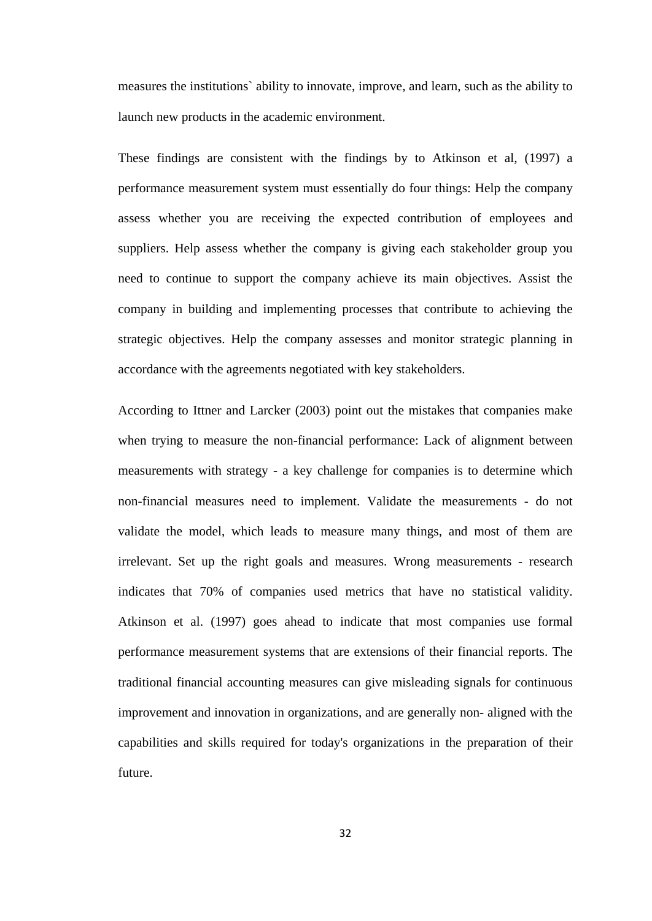measures the institutions` ability to innovate, improve, and learn, such as the ability to launch new products in the academic environment.

These findings are consistent with the findings by to Atkinson et al, (1997) a performance measurement system must essentially do four things: Help the company assess whether you are receiving the expected contribution of employees and suppliers. Help assess whether the company is giving each stakeholder group you need to continue to support the company achieve its main objectives. Assist the company in building and implementing processes that contribute to achieving the strategic objectives. Help the company assesses and monitor strategic planning in accordance with the agreements negotiated with key stakeholders.

According to Ittner and Larcker (2003) point out the mistakes that companies make when trying to measure the non-financial performance: Lack of alignment between measurements with strategy - a key challenge for companies is to determine which non-financial measures need to implement. Validate the measurements - do not validate the model, which leads to measure many things, and most of them are irrelevant. Set up the right goals and measures. Wrong measurements - research indicates that 70% of companies used metrics that have no statistical validity. Atkinson et al. (1997) goes ahead to indicate that most companies use formal performance measurement systems that are extensions of their financial reports. The traditional financial accounting measures can give misleading signals for continuous improvement and innovation in organizations, and are generally non- aligned with the capabilities and skills required for today's organizations in the preparation of their future.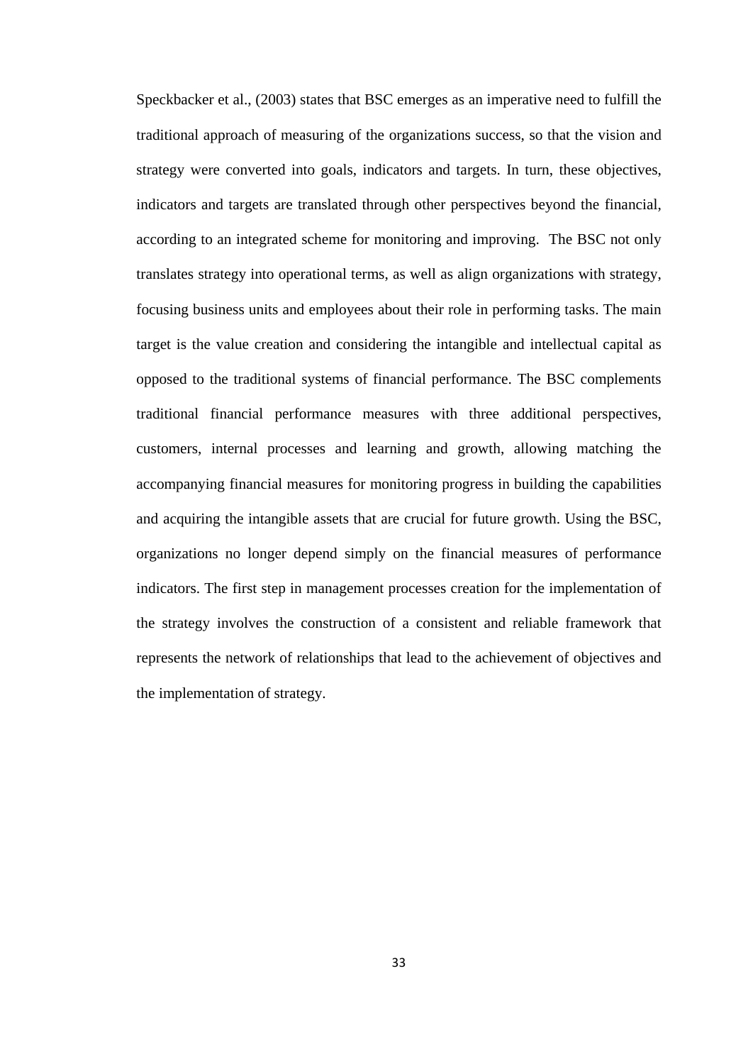Speckbacker et al., (2003) states that BSC emerges as an imperative need to fulfill the traditional approach of measuring of the organizations success, so that the vision and strategy were converted into goals, indicators and targets. In turn, these objectives, indicators and targets are translated through other perspectives beyond the financial, according to an integrated scheme for monitoring and improving. The BSC not only translates strategy into operational terms, as well as align organizations with strategy, focusing business units and employees about their role in performing tasks. The main target is the value creation and considering the intangible and intellectual capital as opposed to the traditional systems of financial performance. The BSC complements traditional financial performance measures with three additional perspectives, customers, internal processes and learning and growth, allowing matching the accompanying financial measures for monitoring progress in building the capabilities and acquiring the intangible assets that are crucial for future growth. Using the BSC, organizations no longer depend simply on the financial measures of performance indicators. The first step in management processes creation for the implementation of the strategy involves the construction of a consistent and reliable framework that represents the network of relationships that lead to the achievement of objectives and the implementation of strategy.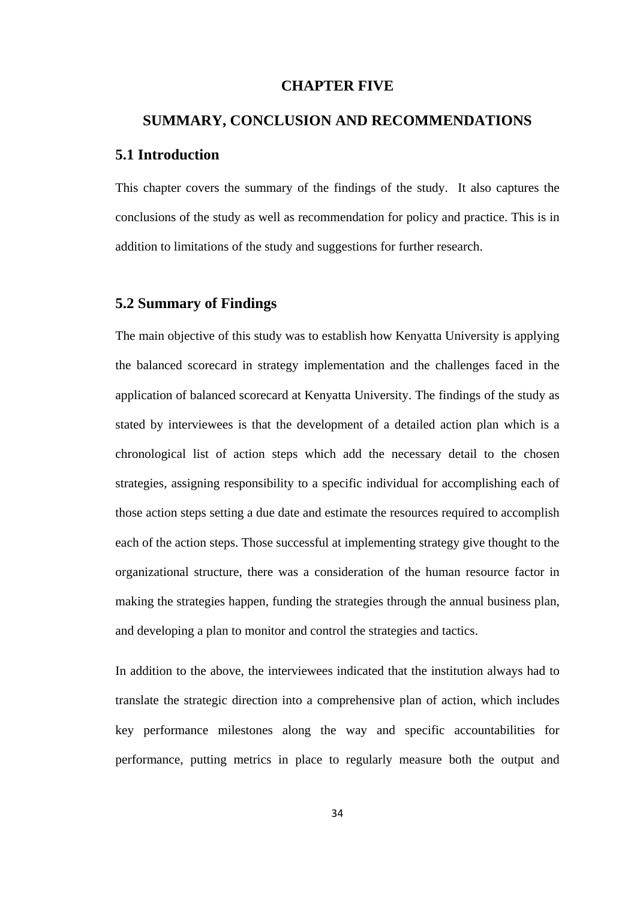# CHAPTER FIVE

# SUMMARY, CONCLUSION AND RECOMMENDATIONS

## 5.1 Introduction

This chapter covers the summary of the findings of the study. It also captures the conclusions of the study as well as recommendation for policy and practice. This is in addition to limitations of the study and suggestions for further research.

## 5.2 Summary of Findings

The main objective of this study was to establish how Kenyatta University is applying the balanced scorecard in strategy implementation and the challenges faced in the application of balanced scorecard at Kenyatta University. The findings of the study as stated by interviewees is that the development of a detailed action plan which is a chronological list of action steps which add the necessary detail to the chosen strategies, assigning responsibility to a specific individual for accomplishing each of those action steps setting a due date and estimate the resources required to accomplish each of the action steps. Those successful at implementing strategy give thought to the organizational structure, there was a consideration of the human resource factor in making the strategies happen, funding the strategies through the annual business plan, and developing a plan to monitor and control the strategies and tactics.

In addition to the above, the interviewees indicated that the institution always had to translate the strategic direction into a comprehensive plan of action, which includes key performance milestones along the way and specific accountabilities for performance, putting metrics in place to regularly measure both the output and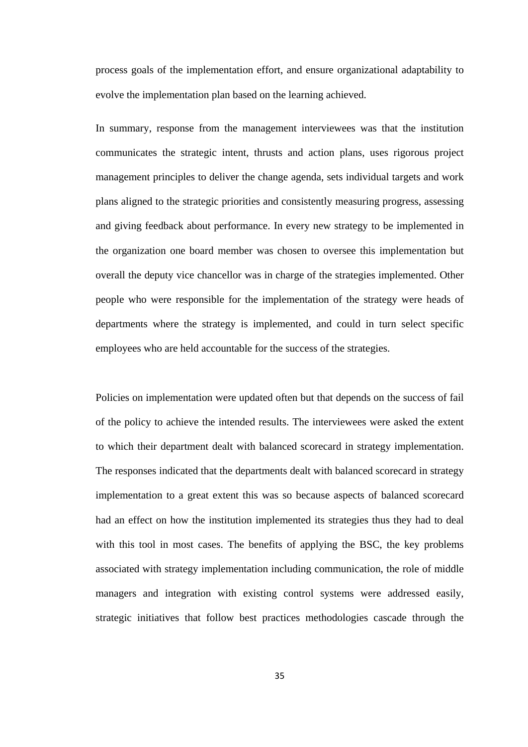process goals of the implementation effort, and ensure organizational adaptability to evolve the implementation plan based on the learning achieved.

In summary, response from the management interviewees was that the institution communicates the strategic intent, thrusts and action plans, uses rigorous project management principles to deliver the change agenda, sets individual targets and work plans aligned to the strategic priorities and consistently measuring progress, assessing and giving feedback about performance. In every new strategy to be implemented in the organization one board member was chosen to oversee this implementation but overall the deputy vice chancellor was in charge of the strategies implemented. Other people who were responsible for the implementation of the strategy were heads of departments where the strategy is implemented, and could in turn select specific employees who are held accountable for the success of the strategies.

Policies on implementation were updated often but that depends on the success of fail of the policy to achieve the intended results. The interviewees were asked the extent to which their department dealt with balanced scorecard in strategy implementation. The responses indicated that the departments dealt with balanced scorecard in strategy implementation to a great extent this was so because aspects of balanced scorecard had an effect on how the institution implemented its strategies thus they had to deal with this tool in most cases. The benefits of applying the BSC, the key problems associated with strategy implementation including communication, the role of middle managers and integration with existing control systems were addressed easily, strategic initiatives that follow best practices methodologies cascade through the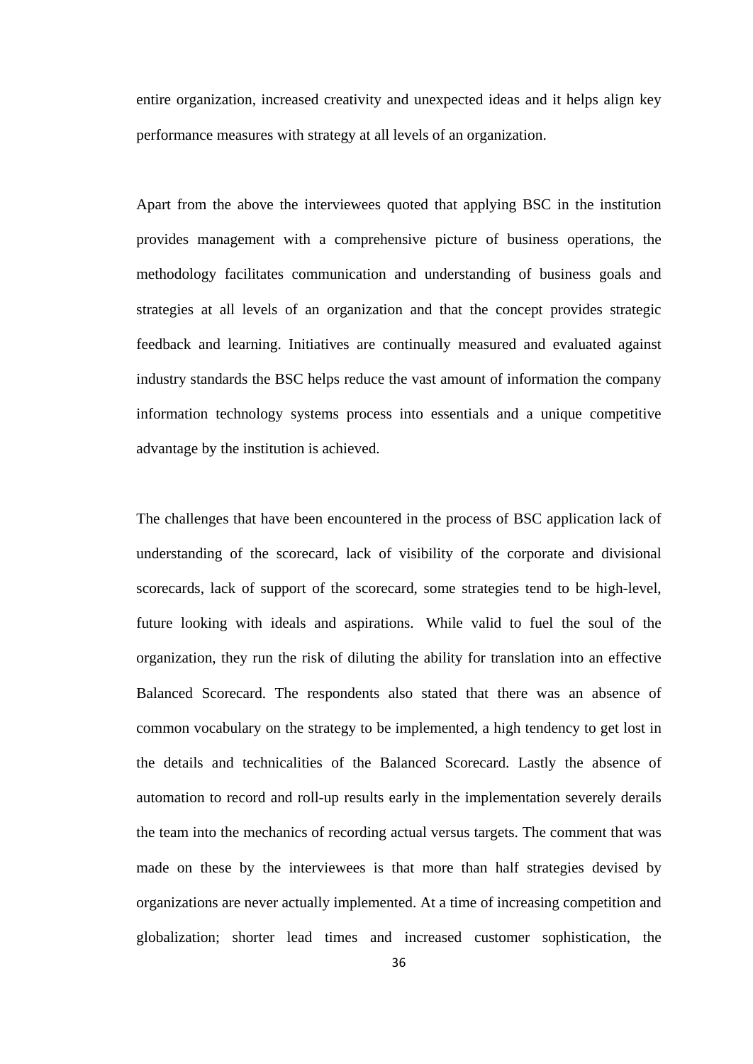entire organization, increased creativity and unexpected ideas and it helps align key performance measures with strategy at all levels of an organization.

Apart from the above the interviewees quoted that applying BSC in the institution provides management with a comprehensive picture of business operations, the methodology facilitates communication and understanding of business goals and strategies at all levels of an organization and that the concept provides strategic feedback and learning. Initiatives are continually measured and evaluated against industry standards the BSC helps reduce the vast amount of information the company information technology systems process into essentials and a unique competitive advantage by the institution is achieved.

The challenges that have been encountered in the process of BSC application lack of understanding of the scorecard, lack of visibility of the corporate and divisional scorecards, lack of support of the scorecard, some strategies tend to be high-level, future looking with ideals and aspirations. While valid to fuel the soul of the organization, they run the risk of diluting the ability for translation into an effective Balanced Scorecard. The respondents also stated that there was an absence of common vocabulary on the strategy to be implemented, a high tendency to get lost in the details and technicalities of the Balanced Scorecard. Lastly the absence of automation to record and roll-up results early in the implementation severely derails the team into the mechanics of recording actual versus targets. The comment that was made on these by the interviewees is that more than half strategies devised by organizations are never actually implemented. At a time of increasing competition and globalization; shorter lead times and increased customer sophistication, the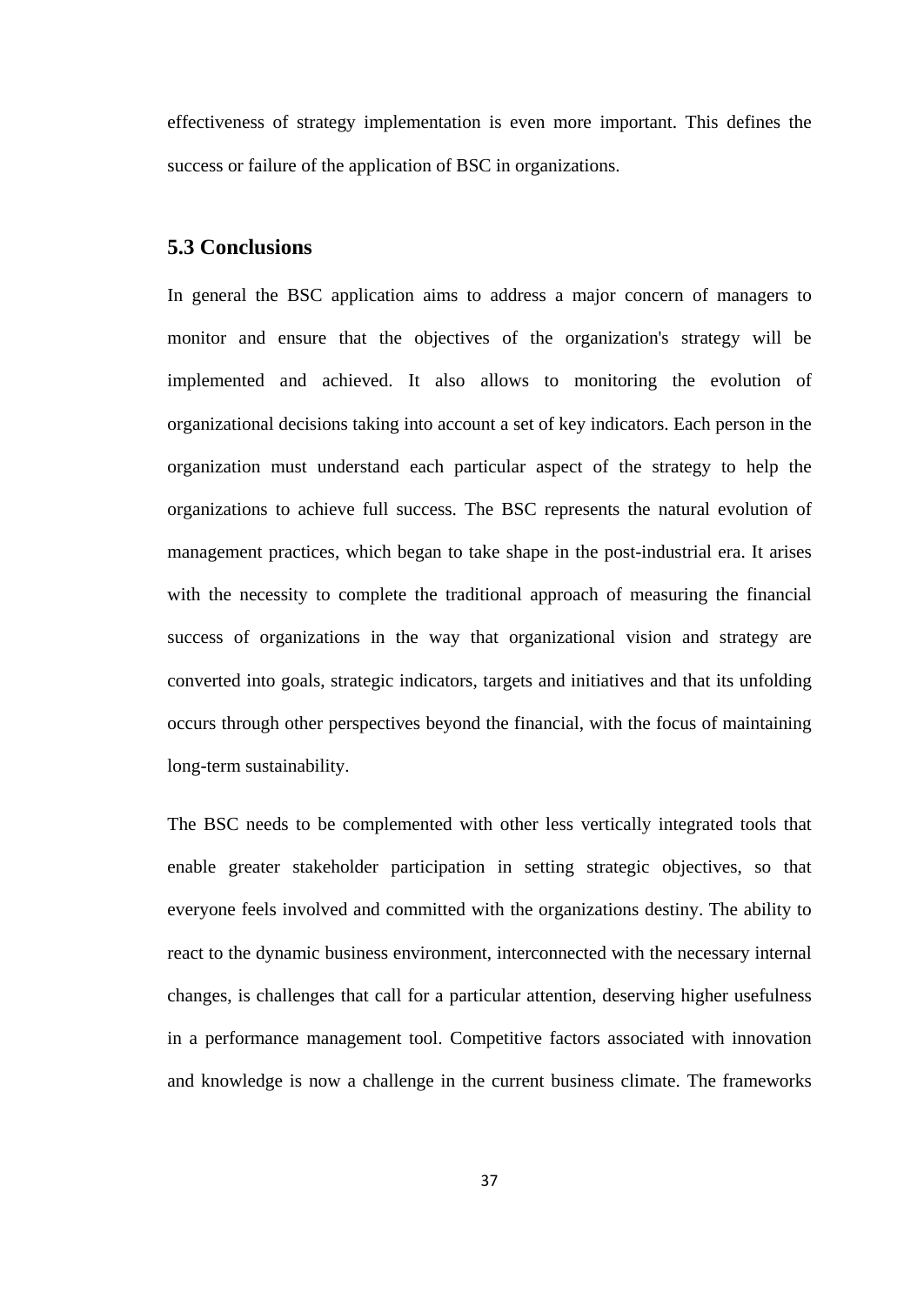effectiveness of strategy implementation is even more important. This defines the success or failure of the application of BSC in organizations.

## 5.3 Conclusions

In general the BSC application aims to address a major concern of managers to monitor and ensure that the objectives of the organization's strategy will be implemented and achieved. It also allows to monitoring the evolution of organizational decisions taking into account a set of key indicators. Each person in the organization must understand each particular aspect of the strategy to help the organizations to achieve full success. The BSC represents the natural evolution of management practices, which began to take shape in the post-industrial era. It arises with the necessity to complete the traditional approach of measuring the financial success of organizations in the way that organizational vision and strategy are converted into goals, strategic indicators, targets and initiatives and that its unfolding occurs through other perspectives beyond the financial, with the focus of maintaining long-term sustainability.

The BSC needs to be complemented with other less vertically integrated tools that enable greater stakeholder participation in setting strategic objectives, so that everyone feels involved and committed with the organizations destiny. The ability to react to the dynamic business environment, interconnected with the necessary internal changes, is challenges that call for a particular attention, deserving higher usefulness in a performance management tool. Competitive factors associated with innovation and knowledge is now a challenge in the current business climate. The frameworks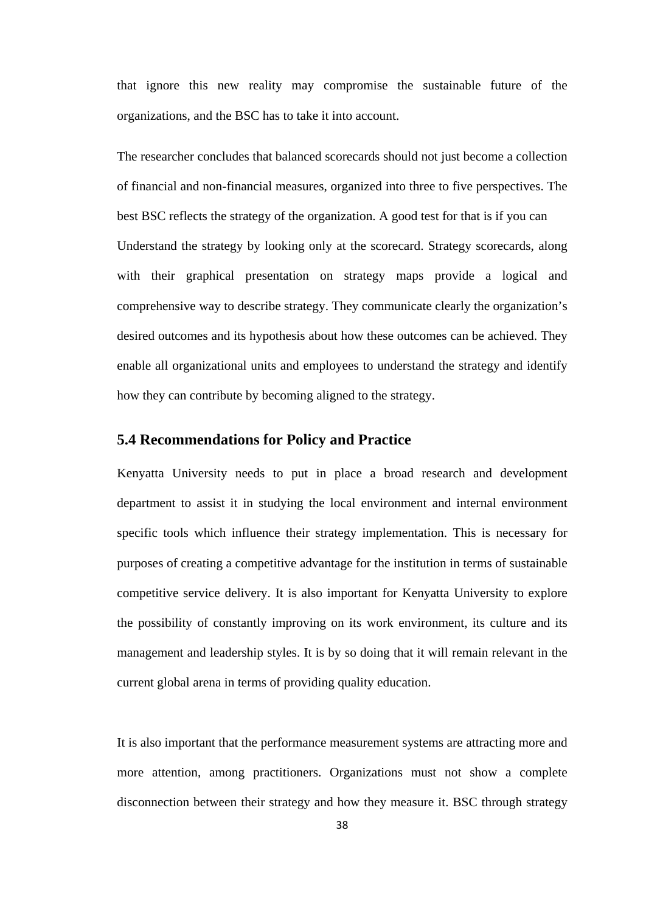that ignore this new reality may compromise the sustainable future of the organizations, and the BSC has to take it into account.

The researcher concludes that balanced scorecards should not just become a collection of financial and non-financial measures, organized into three to five perspectives. The best BSC reflects the strategy of the organization. A good test for that is if you can Understand the strategy by looking only at the scorecard. Strategy scorecards, along with their graphical presentation on strategy maps provide a logical and comprehensive way to describe strategy. They communicate clearly the organization's desired outcomes and its hypothesis about how these outcomes can be achieved. They enable all organizational units and employees to understand the strategy and identify how they can contribute by becoming aligned to the strategy.

## 5.4 Recommendations for Policy and Practice

Kenyatta University needs to put in place a broad research and development department to assist it in studying the local environment and internal environment specific tools which influence their strategy implementation. This is necessary for purposes of creating a competitive advantage for the institution in terms of sustainable competitive service delivery. It is also important for Kenyatta University to explore the possibility of constantly improving on its work environment, its culture and its management and leadership styles. It is by so doing that it will remain relevant in the current global arena in terms of providing quality education.

It is also important that the performance measurement systems are attracting more and more attention, among practitioners. Organizations must not show a complete disconnection between their strategy and how they measure it. BSC through strategy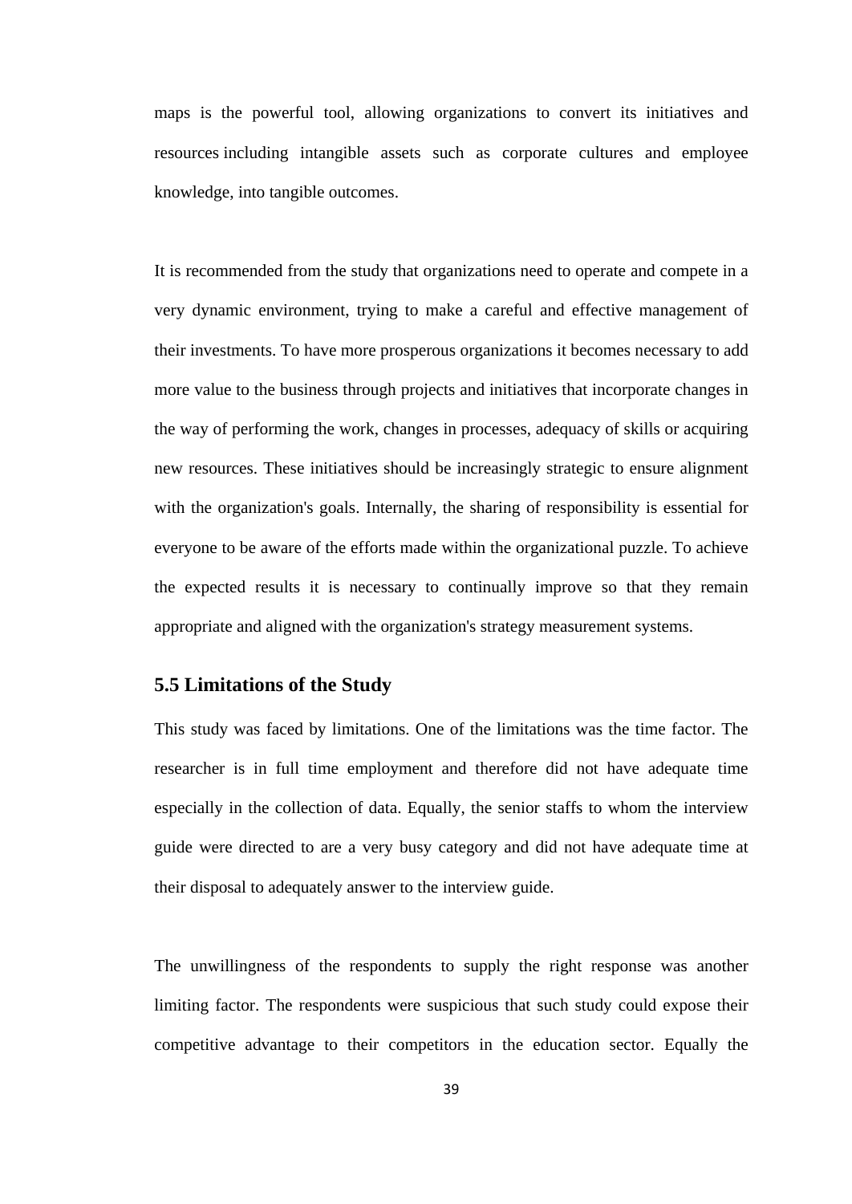maps is the powerful tool, allowing organizations to convert its initiatives and resources including intangible assets such as corporate cultures and employee knowledge, into tangible outcomes.

It is recommended from the study that organizations need to operate and compete in a very dynamic environment, trying to make a careful and effective management of their investments. To have more prosperous organizations it becomes necessary to add more value to the business through projects and initiatives that incorporate changes in the way of performing the work, changes in processes, adequacy of skills or acquiring new resources. These initiatives should be increasingly strategic to ensure alignment with the organization's goals. Internally, the sharing of responsibility is essential for everyone to be aware of the efforts made within the organizational puzzle. To achieve the expected results it is necessary to continually improve so that they remain appropriate and aligned with the organization's strategy measurement systems.

## 5.5 Limitations of the Study

This study was faced by limitations. One of the limitations was the time factor. The researcher is in full time employment and therefore did not have adequate time especially in the collection of data. Equally, the senior staffs to whom the interview guide were directed to are a very busy category and did not have adequate time at their disposal to adequately answer to the interview guide.

The unwillingness of the respondents to supply the right response was another limiting factor. The respondents were suspicious that such study could expose their competitive advantage to their competitors in the education sector. Equally the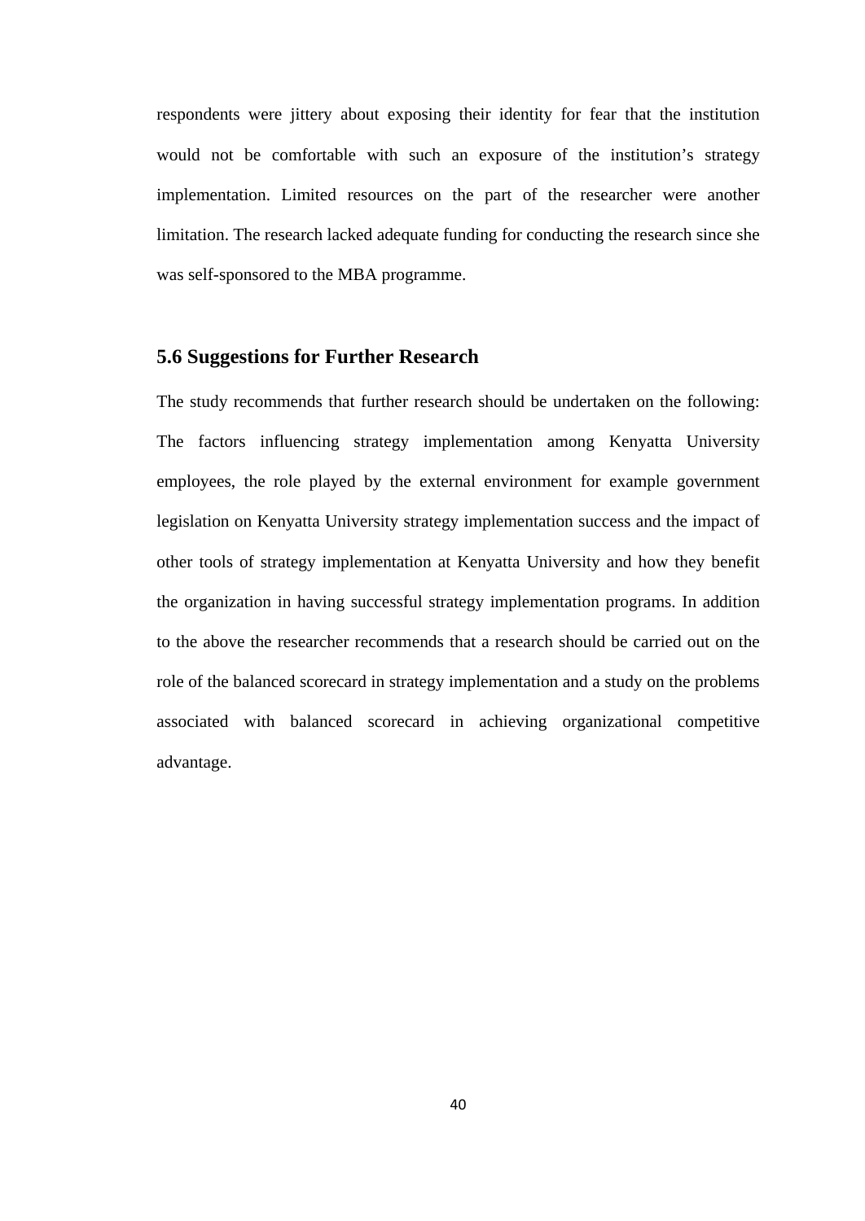respondents were jittery about exposing their identity for fear that the institution would not be comfortable with such an exposure of the institution's strategy implementation. Limited resources on the part of the researcher were another limitation. The research lacked adequate funding for conducting the research since she was self-sponsored to the MBA programme.

## 5.6 Suggestions for Further Research

The study recommends that further research should be undertaken on the following: The factors influencing strategy implementation among Kenyatta University employees, the role played by the external environment for example government legislation on Kenyatta University strategy implementation success and the impact of other tools of strategy implementation at Kenyatta University and how they benefit the organization in having successful strategy implementation programs. In addition to the above the researcher recommends that a research should be carried out on the role of the balanced scorecard in strategy implementation and a study on the problems associated with balanced scorecard in achieving organizational competitive advantage.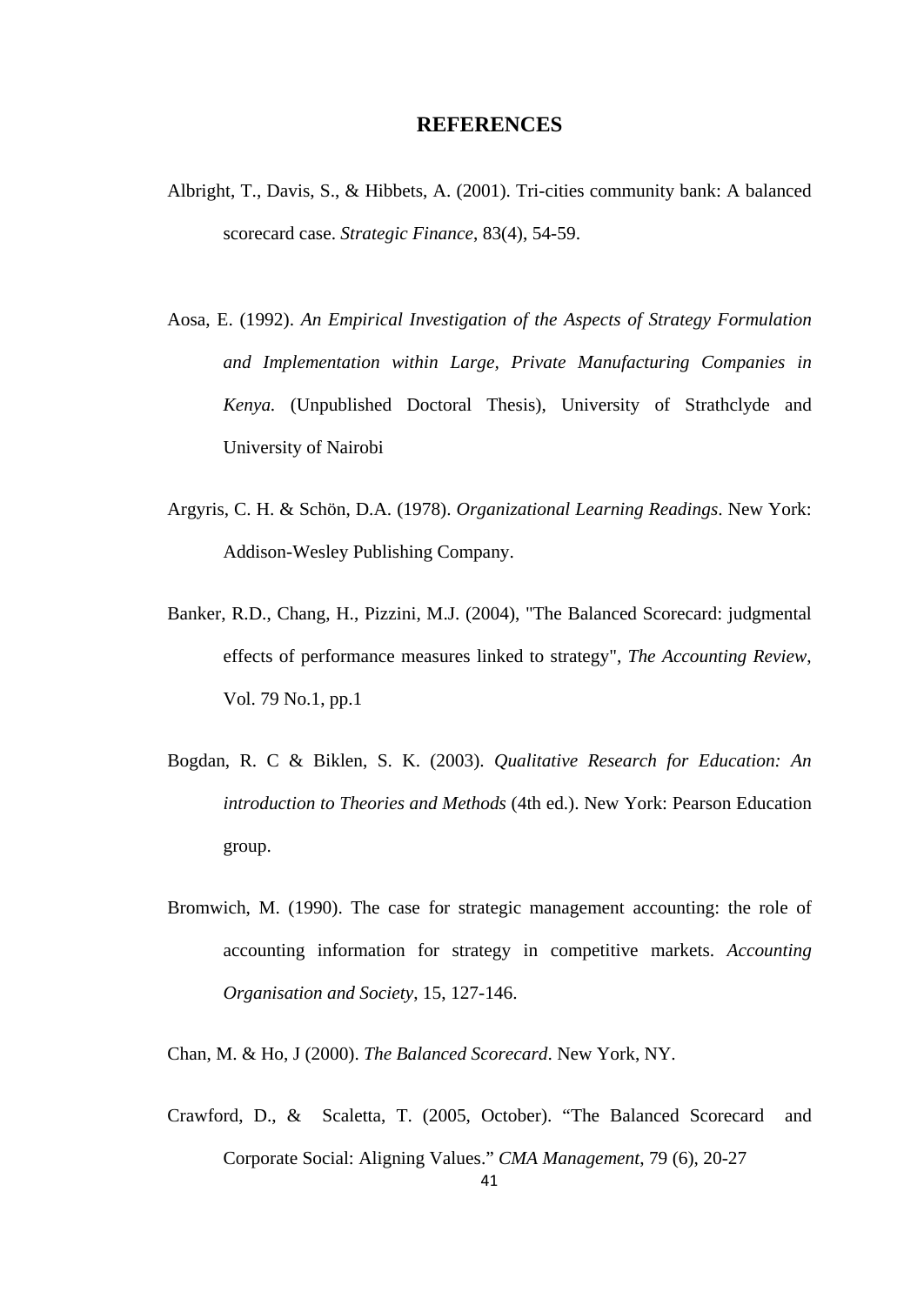# REFERENCES

Albright, T., Davis, S., & Hibbets, A. (2001). Tri-cities community bank: A balanced scorecard case. *Strategic Finance*, 83(4), 54-59.

Aosa, E. (1992). *An Empirical Investigation of the Aspects of Strategy Formulation and Implementation within Large, Private Manufacturing Companies in Kenya.* (Unpublished Doctoral Thesis), University of Strathclyde and University of Nairobi

Argyris, C. H. & Schön, D.A. (1978). *Organizational Learning Readings*. New York: Addison-Wesley Publishing Company.

Banker, R.D., Chang, H., Pizzini, M.J. (2004), "The Balanced Scorecard: judgmental effects of performance measures linked to strategy", *The Accounting Review*, Vol. 79 No.1, pp.1

Bogdan, R. C & Biklen, S. K. (2003). *Qualitative Research for Education: An introduction to Theories and Methods* (4th ed.). New York: Pearson Education group.

Bromwich, M. (1990). The case for strategic management accounting: the role of accounting information for strategy in competitive markets. *Accounting Organisation and Society*, 15, 127-146.

Chan, M. & Ho, J (2000). *The Balanced Scorecard*. New York, NY.

Crawford, D., & Scaletta, T. (2005, October). "The Balanced Scorecard and Corporate Social: Aligning Values." *CMA Management*, 79 (6), 20-27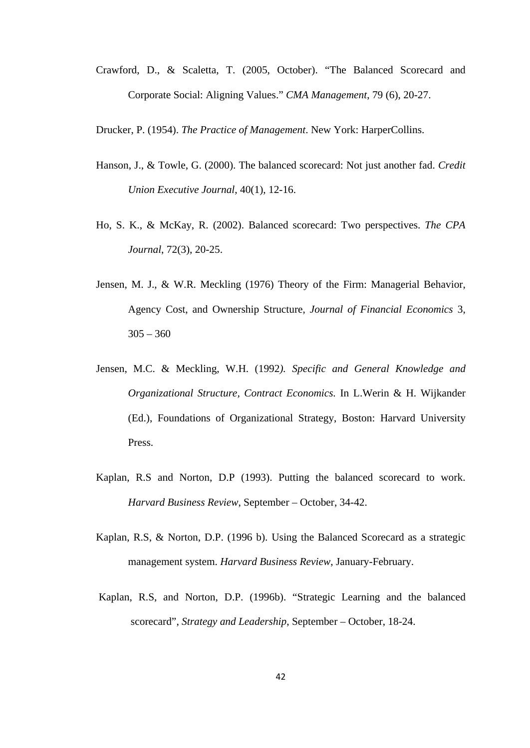Crawford, D., & Scaletta, T. (2005, October). “The Balanced Scorecard and Corporate Social: Aligning Values.” *CMA Management*, 79 (6), 20-27.

Drucker, P. (1954). *The Practice of Management*. New York: HarperCollins.

Hanson, J., & Towle, G. (2000). The balanced scorecard: Not just another fad. *Credit Union Executive Journal*, 40(1), 12-16.

Ho, S. K., & McKay, R. (2002). Balanced scorecard: Two perspectives. *The CPA Journal*, 72(3), 20-25.

Jensen, M. J., & W.R. Meckling (1976) Theory of the Firm: Managerial Behavior, Agency Cost, and Ownership Structure, *Journal of Financial Economics* 3, 305 – 360

Jensen, M.C. & Meckling, W.H. (1992*). Specific and General Knowledge and Organizational Structure*, *Contract Economics*. In L.Werin & H. Wijkander (Ed.), Foundations of Organizational Strategy, Boston: Harvard University Press.

Kaplan, R.S and Norton, D.P (1993). Putting the balanced scorecard to work. *Harvard Business Review*, September – October, 34-42.

Kaplan, R.S, & Norton, D.P. (1996 b). Using the Balanced Scorecard as a strategic management system. *Harvard Business Review*, January-February.

Kaplan, R.S, and Norton, D.P. (1996b). “Strategic Learning and the balanced scorecard”, *Strategy and Leadership*, September – October, 18-24.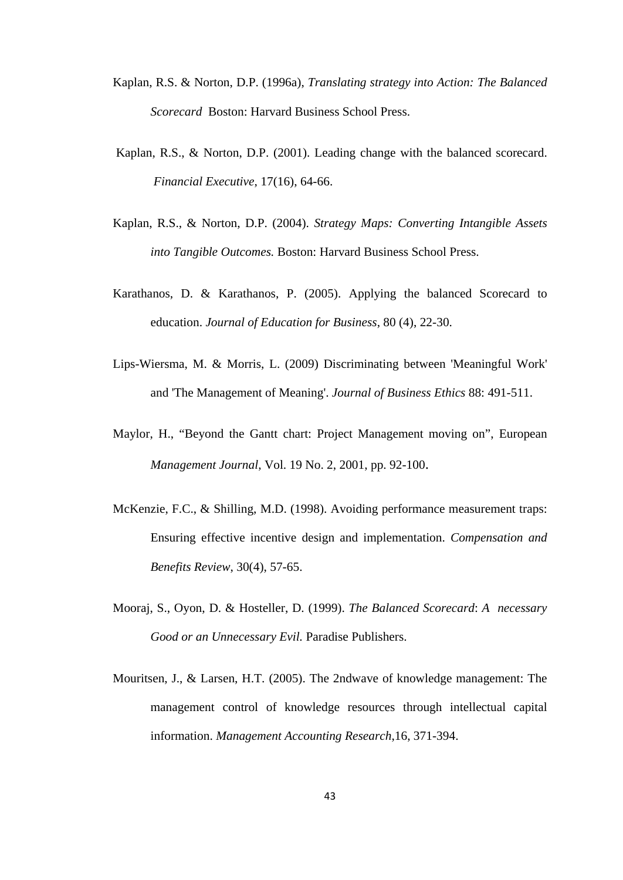Kaplan, R.S. & Norton, D.P. (1996a), *Translating strategy into Action: The Balanced Scorecard* Boston: Harvard Business School Press.

Kaplan, R.S., & Norton, D.P. (2001). Leading change with the balanced scorecard. *Financial Executive*, 17(16), 64-66.

Kaplan, R.S., & Norton, D.P. (2004). *Strategy Maps: Converting Intangible Assets into Tangible Outcomes.* Boston: Harvard Business School Press.

Karathanos, D. & Karathanos, P. (2005). Applying the balanced Scorecard to education. *Journal of Education for Business*, 80 (4), 22-30.

Lips-Wiersma, M. & Morris, L. (2009) Discriminating between 'Meaningful Work' and 'The Management of Meaning'. *Journal of Business Ethics* 88: 491-511.

Maylor, H., "Beyond the Gantt chart: Project Management moving on", European *Management Journal*, Vol. 19 No. 2, 2001, pp. 92-100.

McKenzie, F.C., & Shilling, M.D. (1998). Avoiding performance measurement traps: Ensuring effective incentive design and implementation. *Compensation and Benefits Review*, 30(4), 57-65.

Mooraj, S., Oyon, D. & Hosteller, D. (1999). *The Balanced Scorecard*: *A necessary Good or an Unnecessary Evil.* Paradise Publishers.

Mouritsen, J., & Larsen, H.T. (2005). The 2ndwave of knowledge management: The management control of knowledge resources through intellectual capital information. *Management Accounting Research*,16, 371-394.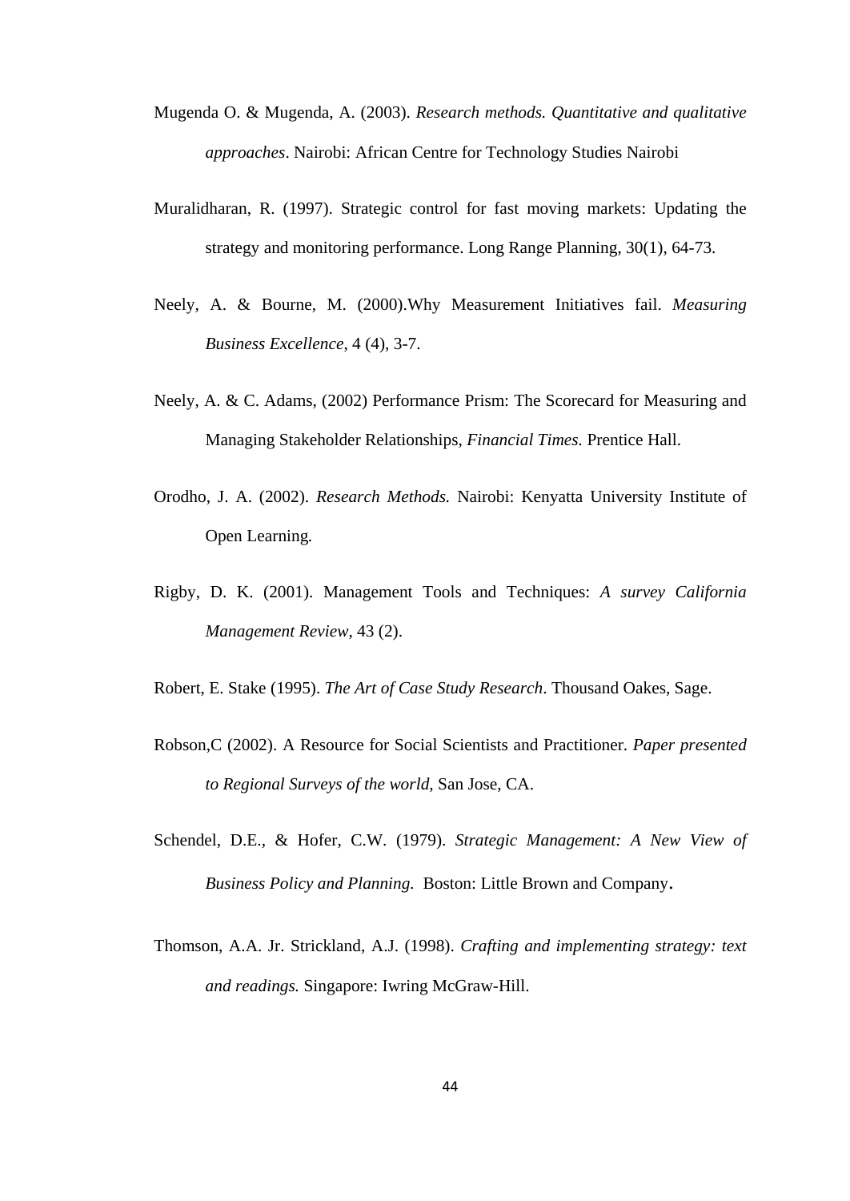Mugenda O. & Mugenda, A. (2003). *Research methods. Quantitative and qualitative approaches*. Nairobi: African Centre for Technology Studies Nairobi

Muralidharan, R. (1997). Strategic control for fast moving markets: Updating the strategy and monitoring performance. Long Range Planning, 30(1), 64-73.

Neely, A. & Bourne, M. (2000).Why Measurement Initiatives fail. *Measuring Business Excellence*, 4 (4), 3-7.

Neely, A. & C. Adams, (2002) Performance Prism: The Scorecard for Measuring and Managing Stakeholder Relationships, *Financial Times.* Prentice Hall.

Orodho, J. A. (2002). *Research Methods.* Nairobi: Kenyatta University Institute of Open Learning*.*

Rigby, D. K. (2001). Management Tools and Techniques: *A survey California Management Review*, 43 (2).

Robert, E. Stake (1995). *The Art of Case Study Research*. Thousand Oakes, Sage.

Robson,C (2002). A Resource for Social Scientists and Practitioner. *Paper presented to Regional Surveys of the world,* San Jose, CA.

Schendel, D.E., & Hofer, C.W. (1979). *Strategic Management: A New View of Business Policy and Planning.* Boston: Little Brown and Company.

Thomson, A.A. Jr. Strickland, A.J. (1998). *Crafting and implementing strategy: text and readings.* Singapore: Iwring McGraw-Hill.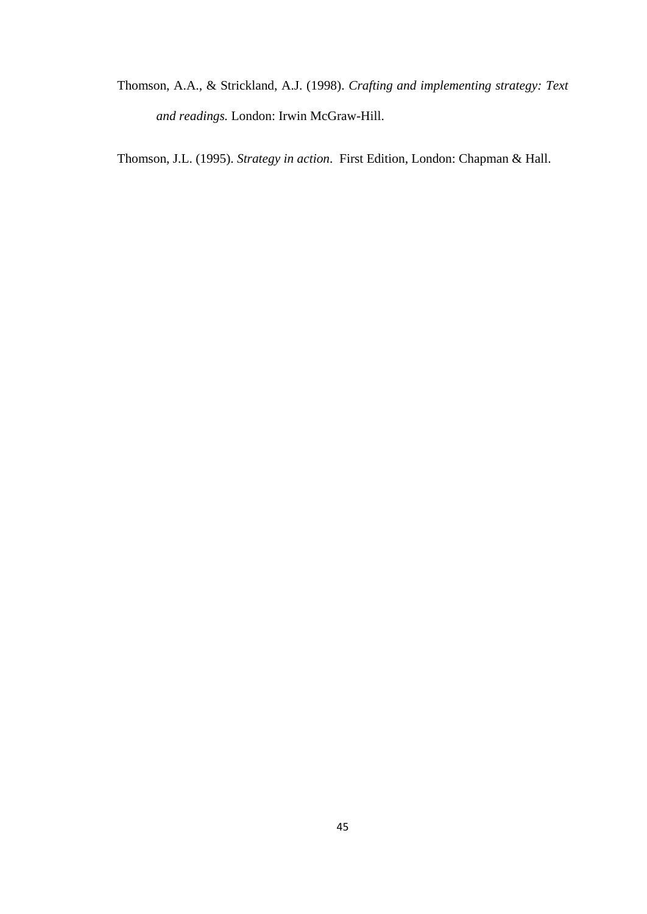Thomson, A.A., & Strickland, A.J. (1998). *Crafting and implementing strategy: Text and readings.* London: Irwin McGraw-Hill.

Thomson, J.L. (1995). *Strategy in action*. First Edition, London: Chapman & Hall.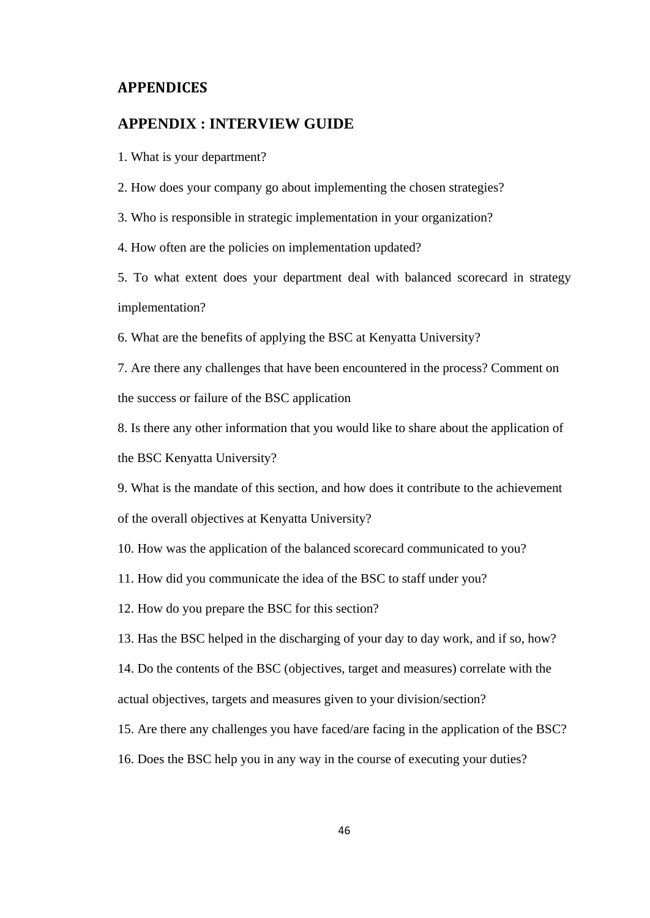# APPENDICES

## APPENDIX : INTERVIEW GUIDE

1. What is your department?

2. How does your company go about implementing the chosen strategies?

3. Who is responsible in strategic implementation in your organization?

4. How often are the policies on implementation updated?

5. To what extent does your department deal with balanced scorecard in strategy implementation?

6. What are the benefits of applying the BSC at Kenyatta University?

7. Are there any challenges that have been encountered in the process? Comment on the success or failure of the BSC application

8. Is there any other information that you would like to share about the application of the BSC Kenyatta University?

9. What is the mandate of this section, and how does it contribute to the achievement of the overall objectives at Kenyatta University?

10. How was the application of the balanced scorecard communicated to you?

11. How did you communicate the idea of the BSC to staff under you?

12. How do you prepare the BSC for this section?

13. Has the BSC helped in the discharging of your day to day work, and if so, how?

14. Do the contents of the BSC (objectives, target and measures) correlate with the actual objectives, targets and measures given to your division/section?

15. Are there any challenges you have faced/are facing in the application of the BSC?

16. Does the BSC help you in any way in the course of executing your duties?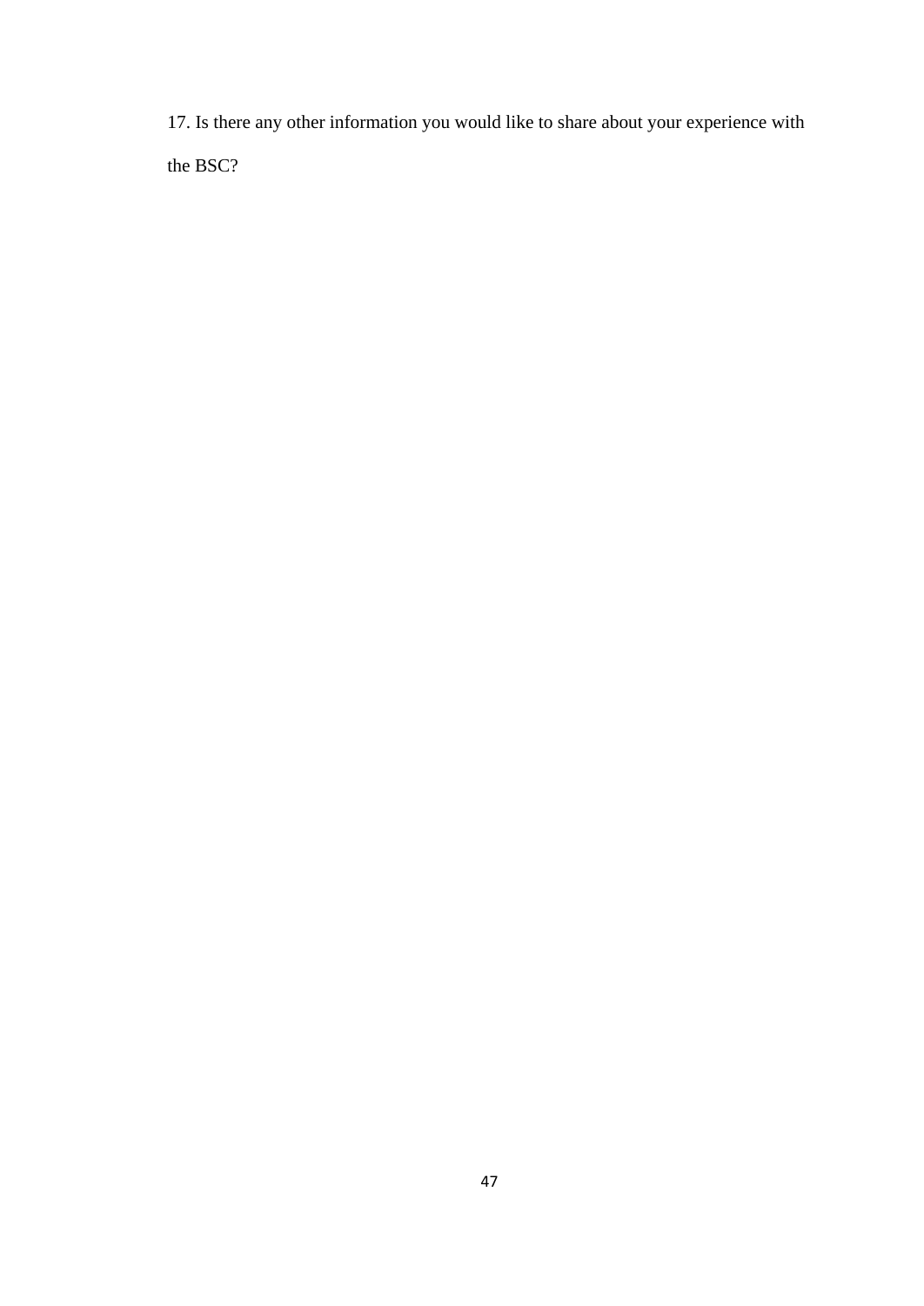17. Is there any other information you would like to share about your experience with the BSC?